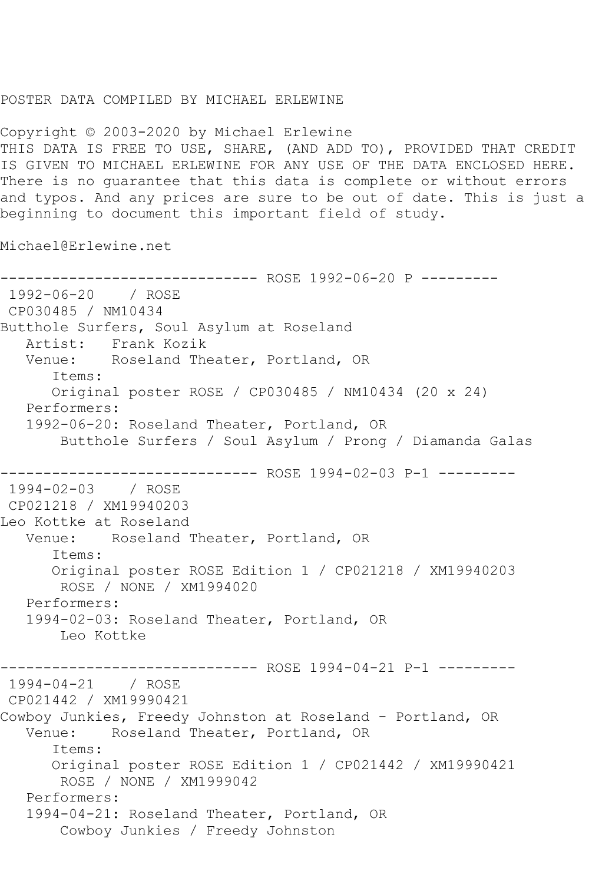POSTER DATA COMPILED BY MICHAEL ERLEWINE

Copyright © 2003-2020 by Michael Erlewine
THIS DATA IS FREE TO USE, SHARE, (AND ADD TO), PROVIDED THAT CREDIT IS GIVEN TO MICHAEL ERLEWINE FOR ANY USE OF THE DATA ENCLOSED HERE. There is no guarantee that this data is complete or without errors and typos. And any prices are sure to be out of date. This is just a beginning to document this important field of study.

Michael@Erlewine.net

```
------------------------------ ROSE 1992-06-20 P ---------
 1992-06-20    / ROSE
 CP030485 / NM10434
Butthole Surfers, Soul Asylum at Roseland
   Artist:   Frank Kozik
   Venue:    Roseland Theater, Portland, OR
      Items:
      Original poster ROSE / CP030485 / NM10434 (20 x 24)
   Performers:
   1992-06-20: Roseland Theater, Portland, OR
       Butthole Surfers / Soul Asylum / Prong / Diamanda Galas

------------------------------ ROSE 1994-02-03 P-1 ---------
 1994-02-03    / ROSE
 CP021218 / XM19940203
Leo Kottke at Roseland
   Venue:    Roseland Theater, Portland, OR
      Items:
      Original poster ROSE Edition 1 / CP021218 / XM19940203
       ROSE / NONE / XM1994020
   Performers:
   1994-02-03: Roseland Theater, Portland, OR
       Leo Kottke

------------------------------ ROSE 1994-04-21 P-1 ---------
 1994-04-21    / ROSE
 CP021442 / XM19990421
Cowboy Junkies, Freedy Johnston at Roseland - Portland, OR
   Venue:    Roseland Theater, Portland, OR
      Items:
      Original poster ROSE Edition 1 / CP021442 / XM19990421
       ROSE / NONE / XM1999042
   Performers:
   1994-04-21: Roseland Theater, Portland, OR
       Cowboy Junkies / Freedy Johnston
```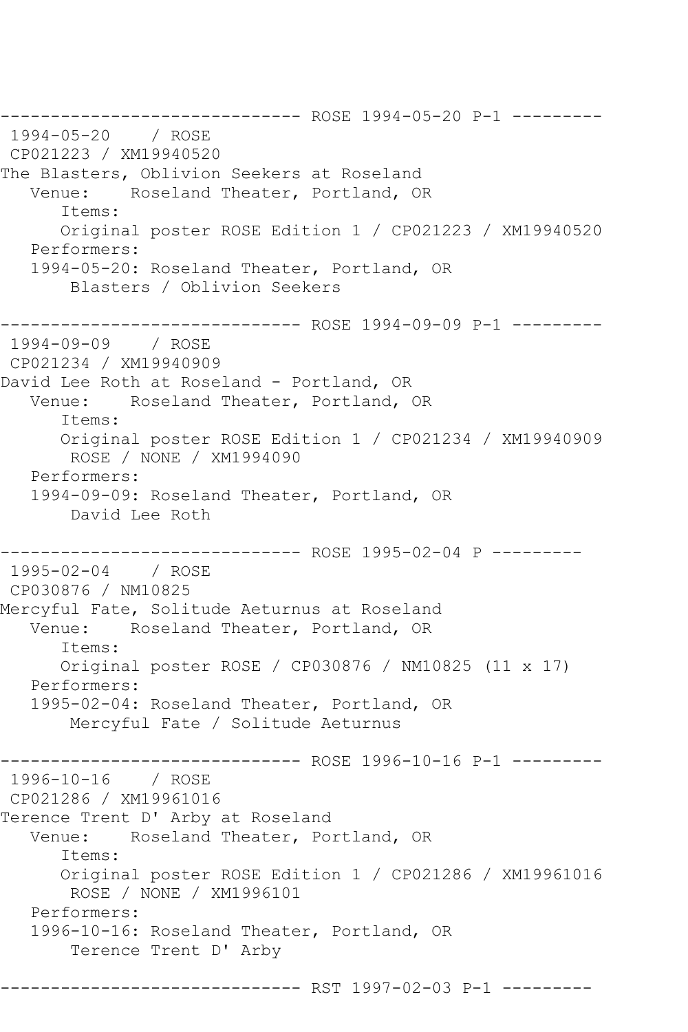------------------------------ ROSE 1994-05-20 P-1 ---------
1994-05-20 / ROSE
CP021223 / XM19940520
The Blasters, Oblivion Seekers at Roseland
Venue: Roseland Theater, Portland, OR
Items:
Original poster ROSE Edition 1 / CP021223 / XM19940520
Performers:
1994-05-20: Roseland Theater, Portland, OR
Blasters / Oblivion Seekers

------------------------------ ROSE 1994-09-09 P-1 ---------
1994-09-09 / ROSE
CP021234 / XM19940909
David Lee Roth at Roseland - Portland, OR
Venue: Roseland Theater, Portland, OR
Items:
Original poster ROSE Edition 1 / CP021234 / XM19940909
ROSE / NONE / XM1994090
Performers:
1994-09-09: Roseland Theater, Portland, OR
David Lee Roth

------------------------------ ROSE 1995-02-04 P ---------
1995-02-04 / ROSE
CP030876 / NM10825
Mercyful Fate, Solitude Aeturnus at Roseland
Venue: Roseland Theater, Portland, OR
Items:
Original poster ROSE / CP030876 / NM10825 (11 x 17)
Performers:
1995-02-04: Roseland Theater, Portland, OR
Mercyful Fate / Solitude Aeturnus

------------------------------ ROSE 1996-10-16 P-1 ---------
1996-10-16 / ROSE
CP021286 / XM19961016
Terence Trent D' Arby at Roseland
Venue: Roseland Theater, Portland, OR
Items:
Original poster ROSE Edition 1 / CP021286 / XM19961016
ROSE / NONE / XM1996101
Performers:
1996-10-16: Roseland Theater, Portland, OR
Terence Trent D' Arby

------------------------------ RST 1997-02-03 P-1 ---------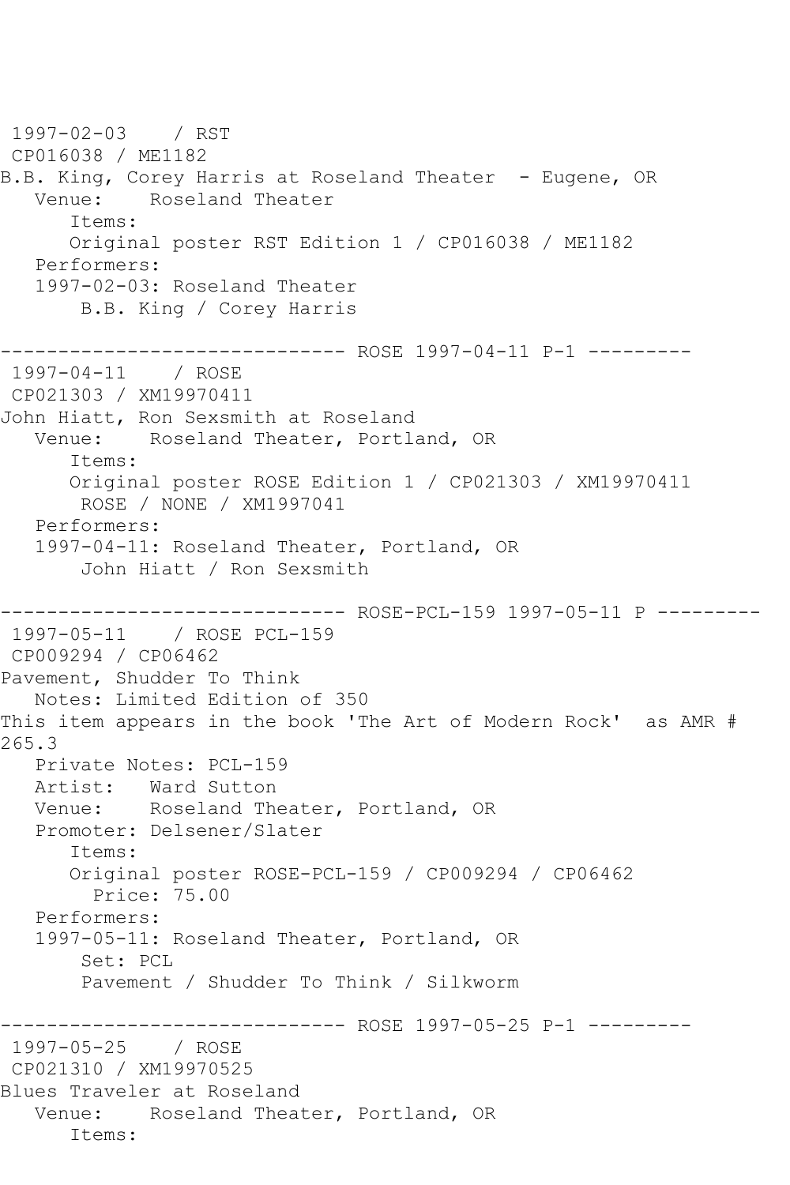1997-02-03 / RST
CP016038 / ME1182
B.B. King, Corey Harris at Roseland Theater - Eugene, OR
Venue: Roseland Theater
Items:
Original poster RST Edition 1 / CP016038 / ME1182
Performers:
1997-02-03: Roseland Theater
B.B. King / Corey Harris

------------------------------ ROSE 1997-04-11 P-1 ---------

1997-04-11 / ROSE
CP021303 / XM19970411
John Hiatt, Ron Sexsmith at Roseland
Venue: Roseland Theater, Portland, OR
Items:
Original poster ROSE Edition 1 / CP021303 / XM19970411
ROSE / NONE / XM1997041
Performers:
1997-04-11: Roseland Theater, Portland, OR
John Hiatt / Ron Sexsmith

------------------------------ ROSE-PCL-159 1997-05-11 P ---------

1997-05-11 / ROSE PCL-159
CP009294 / CP06462
Pavement, Shudder To Think
Notes: Limited Edition of 350
This item appears in the book 'The Art of Modern Rock' as AMR # 265.3
Private Notes: PCL-159
Artist: Ward Sutton
Venue: Roseland Theater, Portland, OR
Promoter: Delsener/Slater
Items:
Original poster ROSE-PCL-159 / CP009294 / CP06462
Price: 75.00
Performers:
1997-05-11: Roseland Theater, Portland, OR
Set: PCL
Pavement / Shudder To Think / Silkworm

------------------------------ ROSE 1997-05-25 P-1 ---------

1997-05-25 / ROSE
CP021310 / XM19970525
Blues Traveler at Roseland
Venue: Roseland Theater, Portland, OR
Items: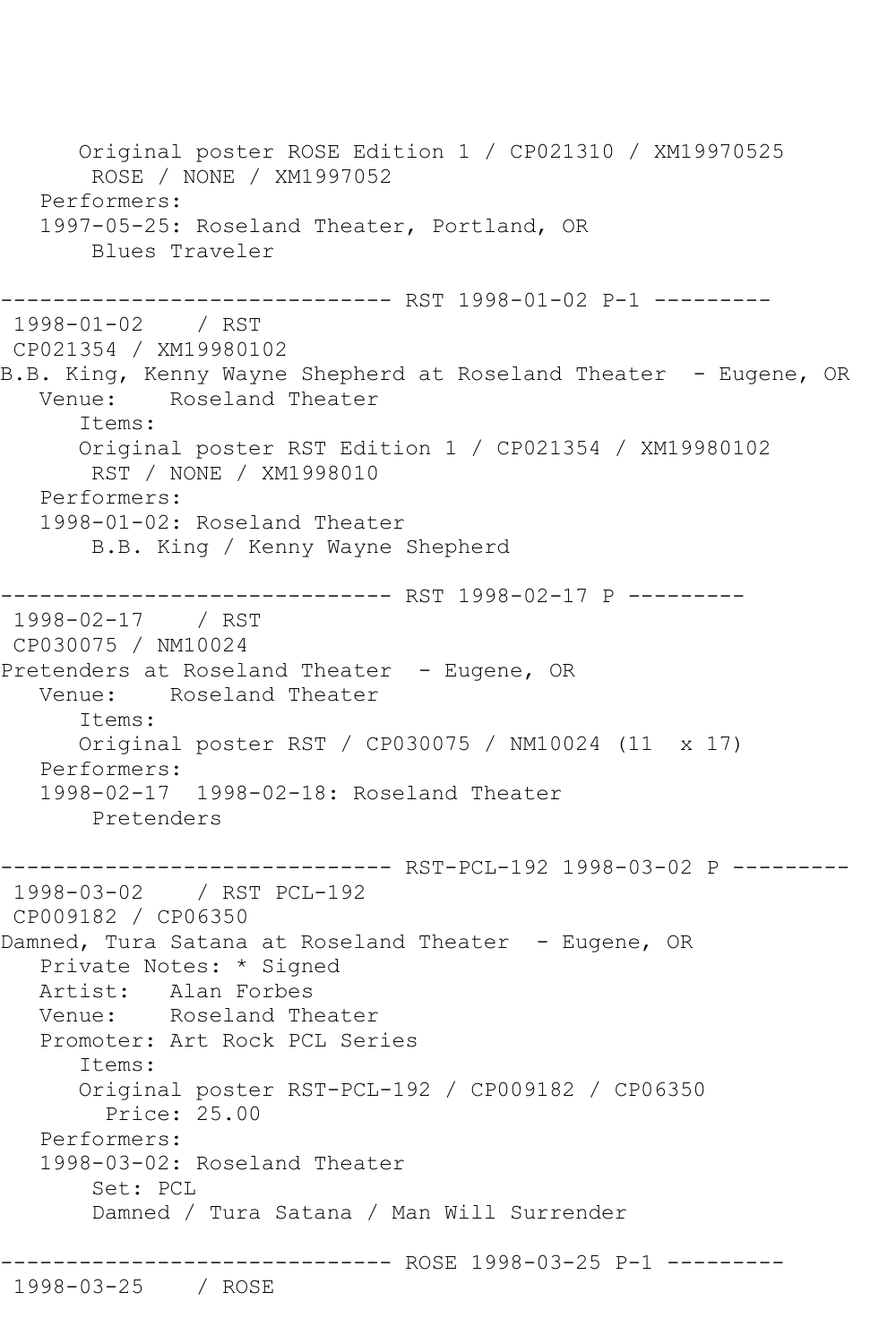```
      Original poster ROSE Edition 1 / CP021310 / XM19970525
       ROSE / NONE / XM1997052
   Performers:
   1997-05-25: Roseland Theater, Portland, OR
       Blues Traveler

------------------------------ RST 1998-01-02 P-1 ---------
 1998-01-02    / RST
 CP021354 / XM19980102
B.B. King, Kenny Wayne Shepherd at Roseland Theater  - Eugene, OR
   Venue:    Roseland Theater
      Items:
      Original poster RST Edition 1 / CP021354 / XM19980102
       RST / NONE / XM1998010
   Performers:
   1998-01-02: Roseland Theater
       B.B. King / Kenny Wayne Shepherd

------------------------------ RST 1998-02-17 P ---------
 1998-02-17    / RST
 CP030075 / NM10024
Pretenders at Roseland Theater  - Eugene, OR
   Venue:    Roseland Theater
      Items:
      Original poster RST / CP030075 / NM10024 (11  x 17)
   Performers:
   1998-02-17  1998-02-18: Roseland Theater
       Pretenders

------------------------------ RST-PCL-192 1998-03-02 P ---------
 1998-03-02    / RST PCL-192
 CP009182 / CP06350
Damned, Tura Satana at Roseland Theater  - Eugene, OR
   Private Notes: * Signed
   Artist:   Alan Forbes
   Venue:    Roseland Theater
   Promoter: Art Rock PCL Series
      Items:
      Original poster RST-PCL-192 / CP009182 / CP06350
        Price: 25.00
   Performers:
   1998-03-02: Roseland Theater
       Set: PCL
       Damned / Tura Satana / Man Will Surrender

------------------------------ ROSE 1998-03-25 P-1 ---------
 1998-03-25    / ROSE
```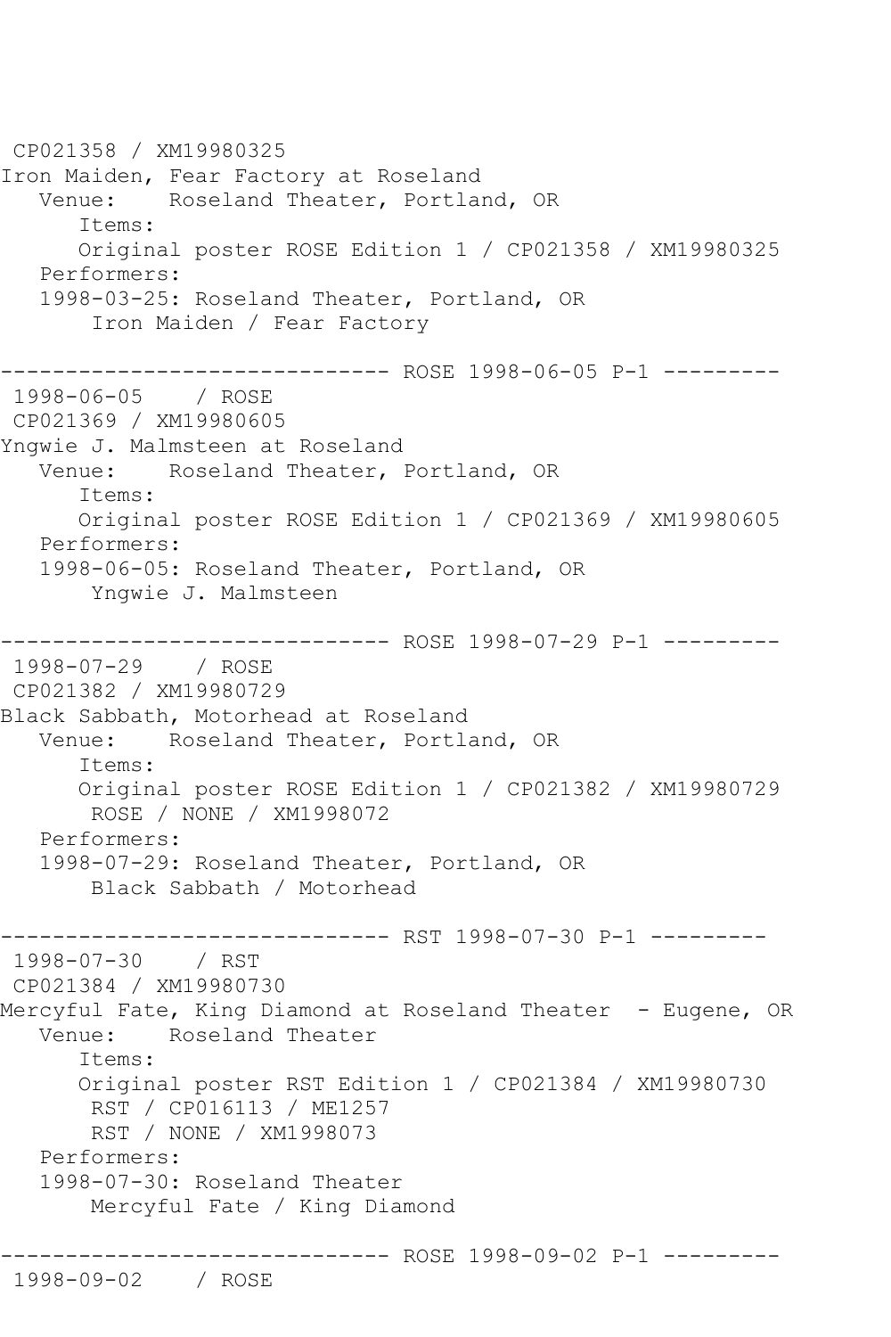```
 CP021358 / XM19980325
Iron Maiden, Fear Factory at Roseland
   Venue:    Roseland Theater, Portland, OR
      Items:
      Original poster ROSE Edition 1 / CP021358 / XM19980325
   Performers:
   1998-03-25: Roseland Theater, Portland, OR
       Iron Maiden / Fear Factory

------------------------------ ROSE 1998-06-05 P-1 ---------
 1998-06-05    / ROSE
 CP021369 / XM19980605
Yngwie J. Malmsteen at Roseland
   Venue:    Roseland Theater, Portland, OR
      Items:
      Original poster ROSE Edition 1 / CP021369 / XM19980605
   Performers:
   1998-06-05: Roseland Theater, Portland, OR
       Yngwie J. Malmsteen

------------------------------ ROSE 1998-07-29 P-1 ---------
 1998-07-29    / ROSE
 CP021382 / XM19980729
Black Sabbath, Motorhead at Roseland
   Venue:    Roseland Theater, Portland, OR
      Items:
      Original poster ROSE Edition 1 / CP021382 / XM19980729
       ROSE / NONE / XM1998072
   Performers:
   1998-07-29: Roseland Theater, Portland, OR
       Black Sabbath / Motorhead

------------------------------ RST 1998-07-30 P-1 ---------
 1998-07-30    / RST
 CP021384 / XM19980730
Mercyful Fate, King Diamond at Roseland Theater  - Eugene, OR
   Venue:    Roseland Theater
      Items:
      Original poster RST Edition 1 / CP021384 / XM19980730
       RST / CP016113 / ME1257
       RST / NONE / XM1998073
   Performers:
   1998-07-30: Roseland Theater
       Mercyful Fate / King Diamond

------------------------------ ROSE 1998-09-02 P-1 ---------
 1998-09-02    / ROSE
```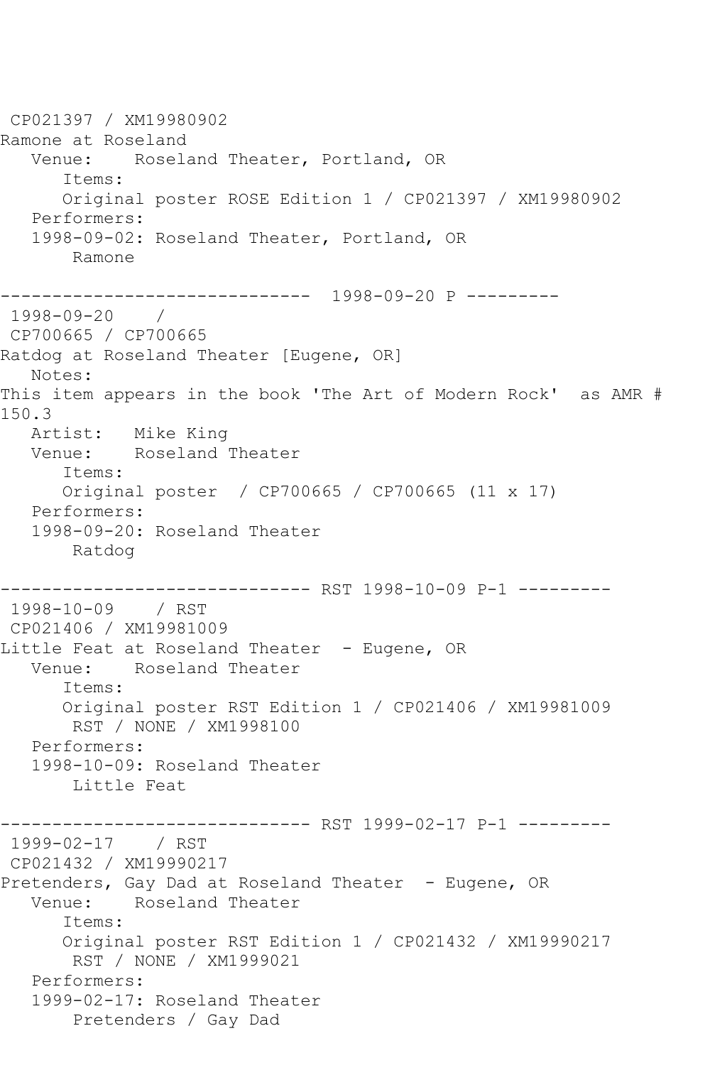```
 CP021397 / XM19980902
Ramone at Roseland
   Venue:    Roseland Theater, Portland, OR
      Items:
      Original poster ROSE Edition 1 / CP021397 / XM19980902
   Performers:
   1998-09-02: Roseland Theater, Portland, OR
       Ramone

------------------------------  1998-09-20 P ---------
 1998-09-20    /  
 CP700665 / CP700665
Ratdog at Roseland Theater [Eugene, OR]
   Notes:
This item appears in the book 'The Art of Modern Rock'  as AMR # 
150.3
   Artist:   Mike King
   Venue:    Roseland Theater
      Items:
      Original poster  / CP700665 / CP700665 (11 x 17)
   Performers:
   1998-09-20: Roseland Theater
       Ratdog

------------------------------ RST 1998-10-09 P-1 ---------
 1998-10-09    / RST
 CP021406 / XM19981009
Little Feat at Roseland Theater  - Eugene, OR
   Venue:    Roseland Theater
      Items:
      Original poster RST Edition 1 / CP021406 / XM19981009
       RST / NONE / XM1998100
   Performers:
   1998-10-09: Roseland Theater
       Little Feat

------------------------------ RST 1999-02-17 P-1 ---------
 1999-02-17    / RST
 CP021432 / XM19990217
Pretenders, Gay Dad at Roseland Theater  - Eugene, OR
   Venue:    Roseland Theater
      Items:
      Original poster RST Edition 1 / CP021432 / XM19990217
       RST / NONE / XM1999021
   Performers:
   1999-02-17: Roseland Theater
       Pretenders / Gay Dad
```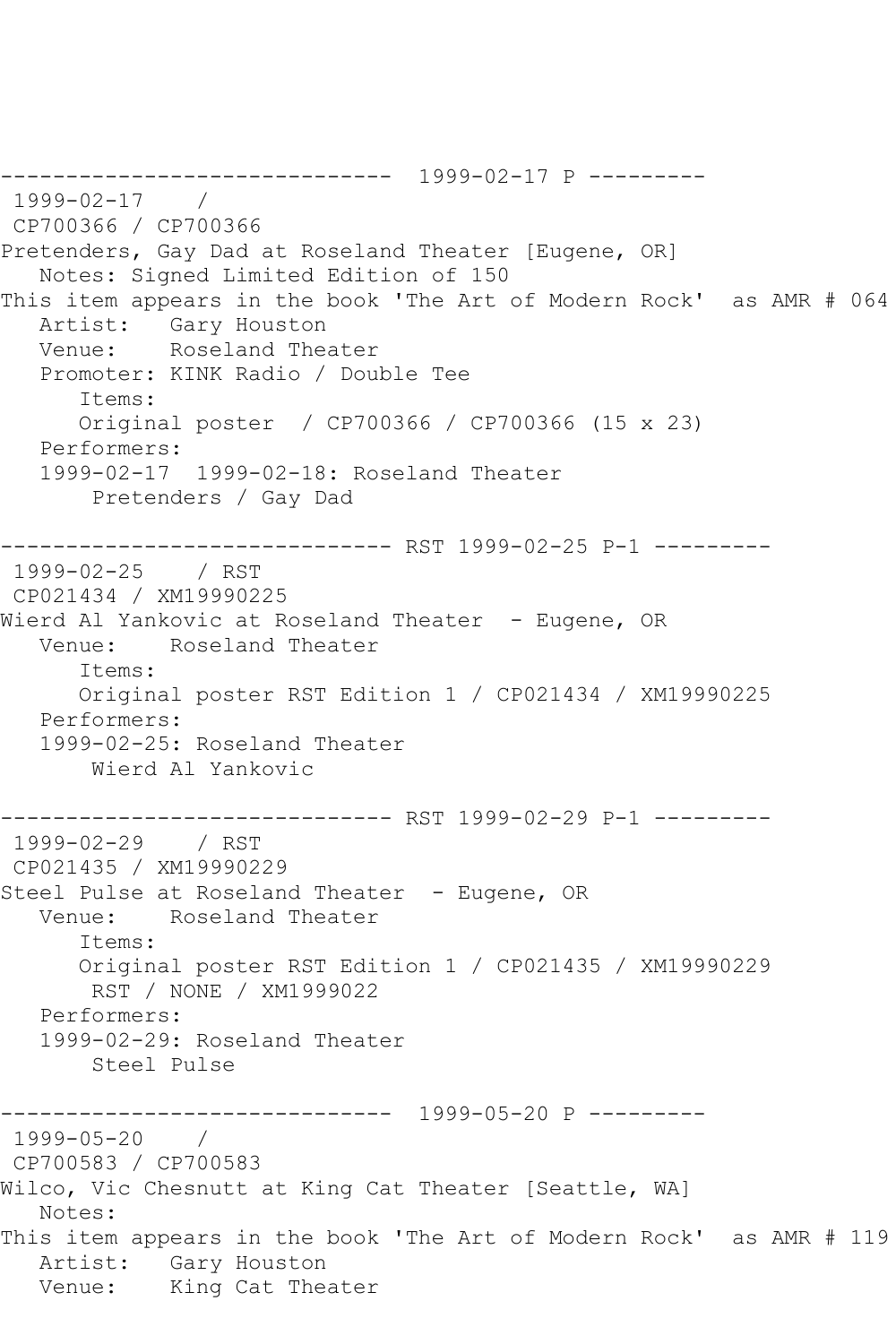------------------------------  1999-02-17 P ---------
1999-02-17    /
CP700366 / CP700366
Pretenders, Gay Dad at Roseland Theater [Eugene, OR]
Notes: Signed Limited Edition of 150
This item appears in the book 'The Art of Modern Rock'  as AMR # 064
Artist:   Gary Houston
Venue:    Roseland Theater
Promoter: KINK Radio / Double Tee
Items:
Original poster  / CP700366 / CP700366 (15 x 23)
Performers:
1999-02-17  1999-02-18: Roseland Theater
Pretenders / Gay Dad

------------------------------ RST 1999-02-25 P-1 ---------
1999-02-25    / RST
CP021434 / XM19990225
Wierd Al Yankovic at Roseland Theater  - Eugene, OR
Venue:    Roseland Theater
Items:
Original poster RST Edition 1 / CP021434 / XM19990225
Performers:
1999-02-25: Roseland Theater
Wierd Al Yankovic

------------------------------ RST 1999-02-29 P-1 ---------
1999-02-29    / RST
CP021435 / XM19990229
Steel Pulse at Roseland Theater  - Eugene, OR
Venue:    Roseland Theater
Items:
Original poster RST Edition 1 / CP021435 / XM19990229
RST / NONE / XM1999022
Performers:
1999-02-29: Roseland Theater
Steel Pulse

------------------------------  1999-05-20 P ---------
1999-05-20    /
CP700583 / CP700583
Wilco, Vic Chesnutt at King Cat Theater [Seattle, WA]
Notes:
This item appears in the book 'The Art of Modern Rock'  as AMR # 119
Artist:   Gary Houston
Venue:    King Cat Theater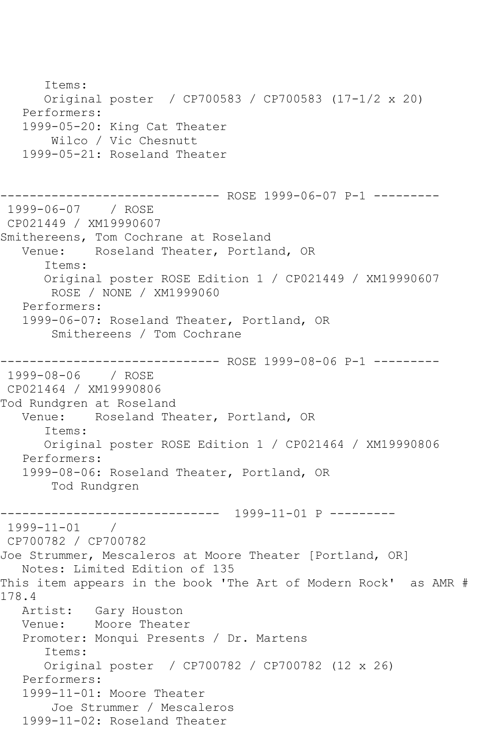```
      Items:
      Original poster  / CP700583 / CP700583 (17-1/2 x 20)
   Performers:
   1999-05-20: King Cat Theater
       Wilco / Vic Chesnutt
   1999-05-21: Roseland Theater


------------------------------ ROSE 1999-06-07 P-1 ---------
 1999-06-07    / ROSE
 CP021449 / XM19990607
Smithereens, Tom Cochrane at Roseland
   Venue:    Roseland Theater, Portland, OR
      Items:
      Original poster ROSE Edition 1 / CP021449 / XM19990607
       ROSE / NONE / XM1999060
   Performers:
   1999-06-07: Roseland Theater, Portland, OR
       Smithereens / Tom Cochrane

------------------------------ ROSE 1999-08-06 P-1 ---------
 1999-08-06    / ROSE
 CP021464 / XM19990806
Tod Rundgren at Roseland
   Venue:    Roseland Theater, Portland, OR
      Items:
      Original poster ROSE Edition 1 / CP021464 / XM19990806
   Performers:
   1999-08-06: Roseland Theater, Portland, OR
       Tod Rundgren

------------------------------  1999-11-01 P ---------
 1999-11-01    /
 CP700782 / CP700782
Joe Strummer, Mescaleros at Moore Theater [Portland, OR]
   Notes: Limited Edition of 135
This item appears in the book 'The Art of Modern Rock'  as AMR #
178.4
   Artist:   Gary Houston
   Venue:    Moore Theater
   Promoter: Monqui Presents / Dr. Martens
      Items:
      Original poster  / CP700782 / CP700782 (12 x 26)
   Performers:
   1999-11-01: Moore Theater
       Joe Strummer / Mescaleros
   1999-11-02: Roseland Theater
```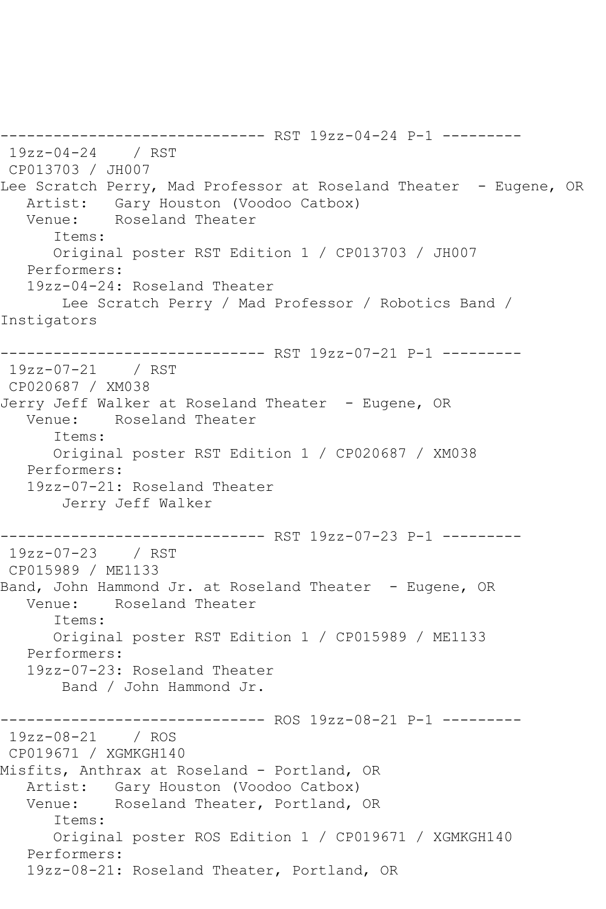------------------------------ RST 19zz-04-24 P-1 ---------

19zz-04-24 / RST
CP013703 / JH007
Lee Scratch Perry, Mad Professor at Roseland Theater - Eugene, OR
Artist: Gary Houston (Voodoo Catbox)
Venue: Roseland Theater
Items:
Original poster RST Edition 1 / CP013703 / JH007
Performers:
19zz-04-24: Roseland Theater
Lee Scratch Perry / Mad Professor / Robotics Band / Instigators

------------------------------ RST 19zz-07-21 P-1 ---------

19zz-07-21 / RST
CP020687 / XM038
Jerry Jeff Walker at Roseland Theater - Eugene, OR
Venue: Roseland Theater
Items:
Original poster RST Edition 1 / CP020687 / XM038
Performers:
19zz-07-21: Roseland Theater
Jerry Jeff Walker

------------------------------ RST 19zz-07-23 P-1 ---------

19zz-07-23 / RST
CP015989 / ME1133
Band, John Hammond Jr. at Roseland Theater - Eugene, OR
Venue: Roseland Theater
Items:
Original poster RST Edition 1 / CP015989 / ME1133
Performers:
19zz-07-23: Roseland Theater
Band / John Hammond Jr.

------------------------------ ROS 19zz-08-21 P-1 ---------

19zz-08-21 / ROS
CP019671 / XGMKGH140
Misfits, Anthrax at Roseland - Portland, OR
Artist: Gary Houston (Voodoo Catbox)
Venue: Roseland Theater, Portland, OR
Items:
Original poster ROS Edition 1 / CP019671 / XGMKGH140
Performers:
19zz-08-21: Roseland Theater, Portland, OR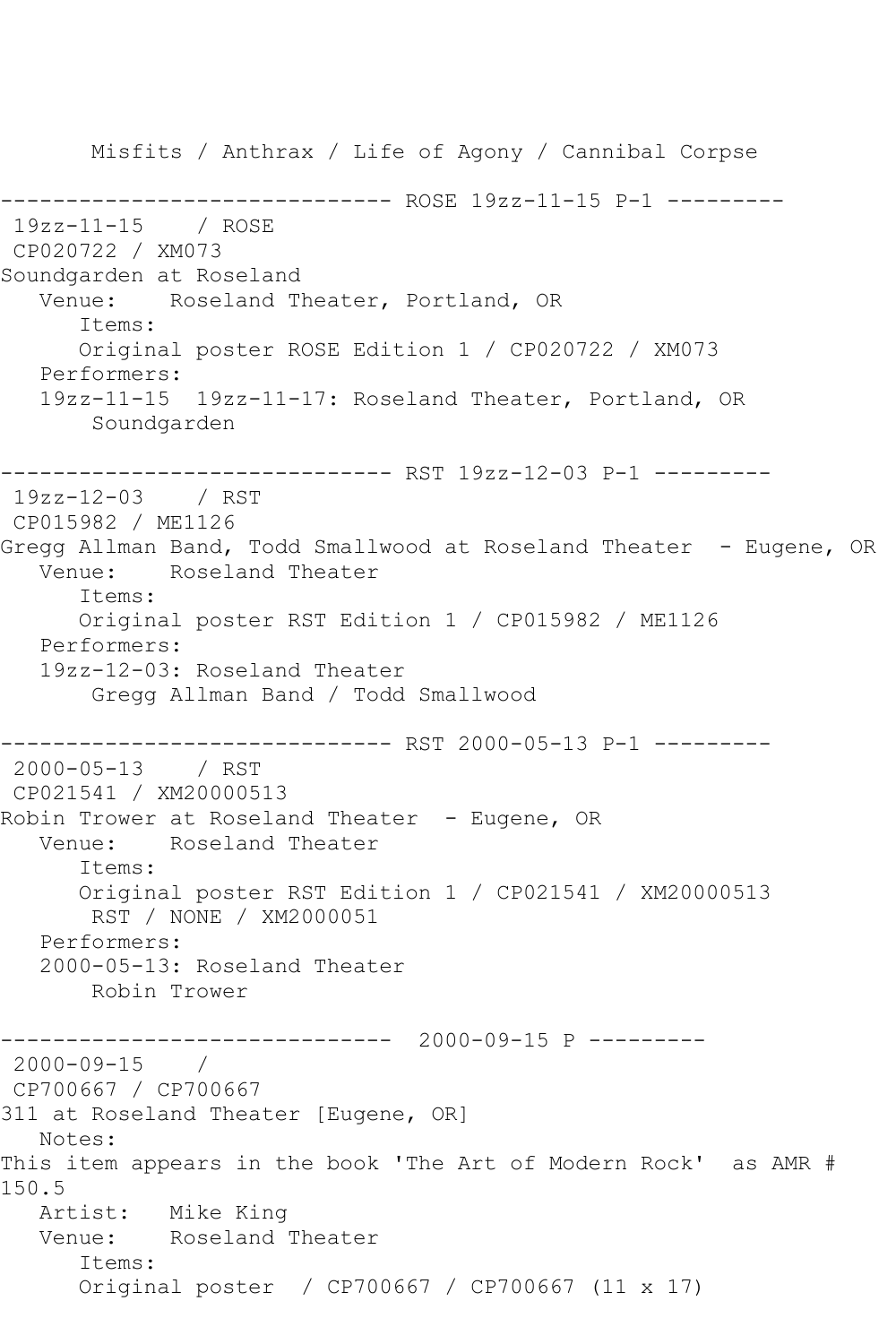Misfits / Anthrax / Life of Agony / Cannibal Corpse

------------------------------ ROSE 19zz-11-15 P-1 ---------

19zz-11-15    / ROSE

CP020722 / XM073

Soundgarden at Roseland

Venue:    Roseland Theater, Portland, OR

Items:

Original poster ROSE Edition 1 / CP020722 / XM073

Performers:

19zz-11-15  19zz-11-17: Roseland Theater, Portland, OR

Soundgarden

------------------------------ RST 19zz-12-03 P-1 ---------

19zz-12-03    / RST

CP015982 / ME1126

Gregg Allman Band, Todd Smallwood at Roseland Theater  - Eugene, OR

Venue:    Roseland Theater

Items:

Original poster RST Edition 1 / CP015982 / ME1126

Performers:

19zz-12-03: Roseland Theater

Gregg Allman Band / Todd Smallwood

------------------------------ RST 2000-05-13 P-1 ---------

2000-05-13    / RST

CP021541 / XM20000513

Robin Trower at Roseland Theater  - Eugene, OR

Venue:    Roseland Theater

Items:

Original poster RST Edition 1 / CP021541 / XM20000513

RST / NONE / XM2000051

Performers:

2000-05-13: Roseland Theater

Robin Trower

------------------------------  2000-09-15 P ---------

2000-09-15    /

CP700667 / CP700667

311 at Roseland Theater [Eugene, OR]

Notes:

This item appears in the book 'The Art of Modern Rock'  as AMR # 150.5

Artist:   Mike King

Venue:    Roseland Theater

Items:

Original poster  / CP700667 / CP700667 (11 x 17)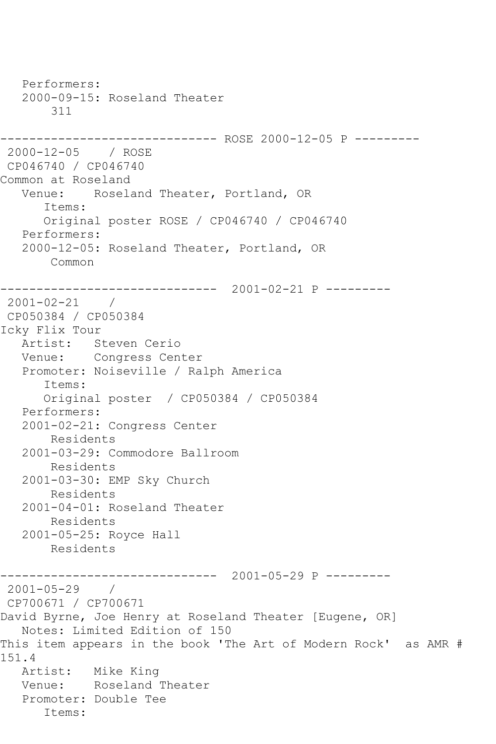Performers:
   2000-09-15: Roseland Theater
       311

------------------------------ ROSE 2000-12-05 P ---------
 2000-12-05    / ROSE
 CP046740 / CP046740
Common at Roseland
   Venue:    Roseland Theater, Portland, OR
      Items:
      Original poster ROSE / CP046740 / CP046740
   Performers:
   2000-12-05: Roseland Theater, Portland, OR
       Common

------------------------------  2001-02-21 P ---------
 2001-02-21    /
 CP050384 / CP050384
Icky Flix Tour
   Artist:   Steven Cerio
   Venue:    Congress Center
   Promoter: Noiseville / Ralph America
      Items:
      Original poster  / CP050384 / CP050384
   Performers:
   2001-02-21: Congress Center
       Residents
   2001-03-29: Commodore Ballroom
       Residents
   2001-03-30: EMP Sky Church
       Residents
   2001-04-01: Roseland Theater
       Residents
   2001-05-25: Royce Hall
       Residents

------------------------------  2001-05-29 P ---------
 2001-05-29    /
 CP700671 / CP700671
David Byrne, Joe Henry at Roseland Theater [Eugene, OR]
   Notes: Limited Edition of 150
This item appears in the book 'The Art of Modern Rock'  as AMR # 151.4
   Artist:   Mike King
   Venue:    Roseland Theater
   Promoter: Double Tee
      Items: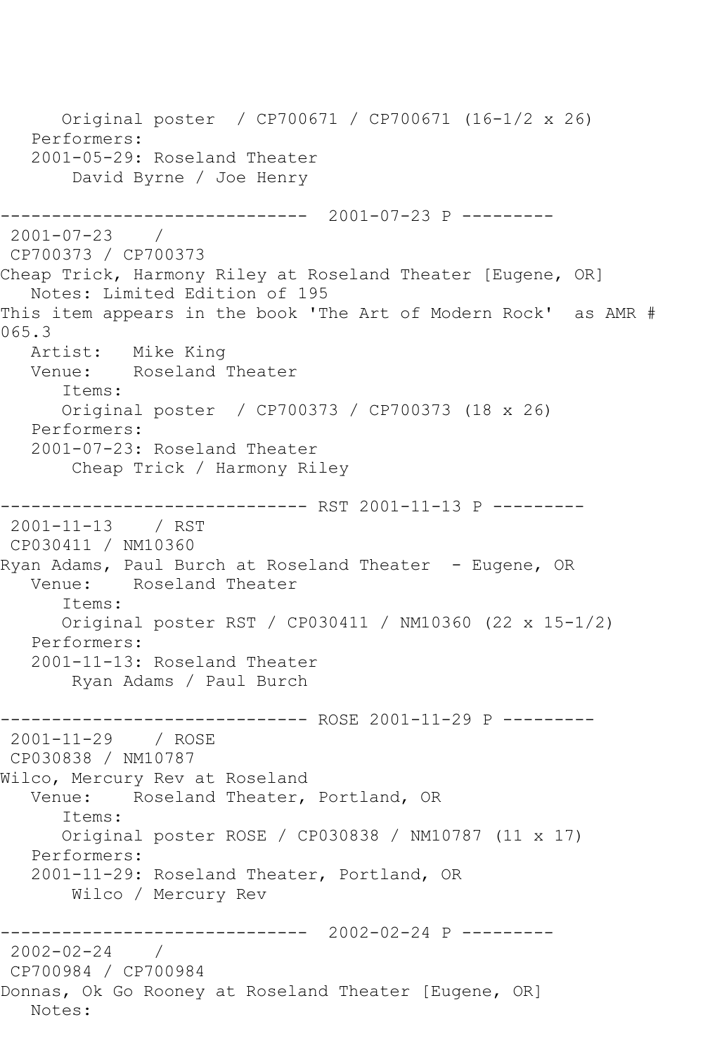```
      Original poster  / CP700671 / CP700671 (16-1/2 x 26)
   Performers:
   2001-05-29: Roseland Theater
       David Byrne / Joe Henry

------------------------------  2001-07-23 P ---------
 2001-07-23    /
 CP700373 / CP700373
Cheap Trick, Harmony Riley at Roseland Theater [Eugene, OR]
   Notes: Limited Edition of 195
This item appears in the book 'The Art of Modern Rock'  as AMR #
065.3
   Artist:   Mike King
   Venue:    Roseland Theater
      Items:
      Original poster  / CP700373 / CP700373 (18 x 26)
   Performers:
   2001-07-23: Roseland Theater
       Cheap Trick / Harmony Riley

------------------------------ RST 2001-11-13 P ---------
 2001-11-13    / RST
 CP030411 / NM10360
Ryan Adams, Paul Burch at Roseland Theater  - Eugene, OR
   Venue:    Roseland Theater
      Items:
      Original poster RST / CP030411 / NM10360 (22 x 15-1/2)
   Performers:
   2001-11-13: Roseland Theater
       Ryan Adams / Paul Burch

------------------------------ ROSE 2001-11-29 P ---------
 2001-11-29    / ROSE
 CP030838 / NM10787
Wilco, Mercury Rev at Roseland
   Venue:    Roseland Theater, Portland, OR
      Items:
      Original poster ROSE / CP030838 / NM10787 (11 x 17)
   Performers:
   2001-11-29: Roseland Theater, Portland, OR
       Wilco / Mercury Rev

------------------------------  2002-02-24 P ---------
 2002-02-24    /
 CP700984 / CP700984
Donnas, Ok Go Rooney at Roseland Theater [Eugene, OR]
   Notes:
```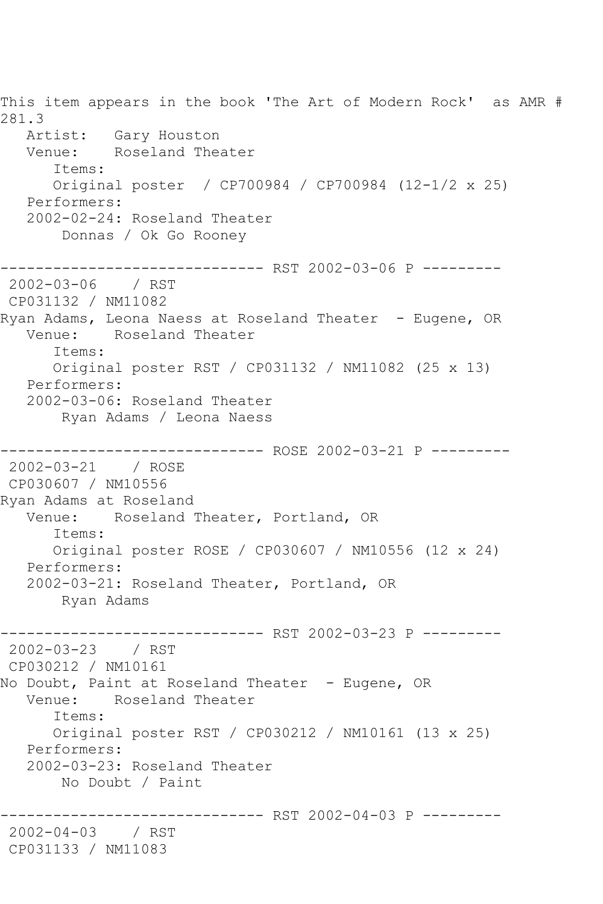This item appears in the book 'The Art of Modern Rock' as AMR # 281.3

Artist: Gary Houston
Venue: Roseland Theater
Items:
Original poster / CP700984 / CP700984 (12-1/2 x 25)
Performers:
2002-02-24: Roseland Theater
Donnas / Ok Go Rooney

------------------------------ RST 2002-03-06 P ---------

2002-03-06 / RST
CP031132 / NM11082
Ryan Adams, Leona Naess at Roseland Theater - Eugene, OR
Venue: Roseland Theater
Items:
Original poster RST / CP031132 / NM11082 (25 x 13)
Performers:
2002-03-06: Roseland Theater
Ryan Adams / Leona Naess

------------------------------ ROSE 2002-03-21 P ---------

2002-03-21 / ROSE
CP030607 / NM10556
Ryan Adams at Roseland
Venue: Roseland Theater, Portland, OR
Items:
Original poster ROSE / CP030607 / NM10556 (12 x 24)
Performers:
2002-03-21: Roseland Theater, Portland, OR
Ryan Adams

------------------------------ RST 2002-03-23 P ---------

2002-03-23 / RST
CP030212 / NM10161
No Doubt, Paint at Roseland Theater - Eugene, OR
Venue: Roseland Theater
Items:
Original poster RST / CP030212 / NM10161 (13 x 25)
Performers:
2002-03-23: Roseland Theater
No Doubt / Paint

------------------------------ RST 2002-04-03 P ---------

2002-04-03 / RST
CP031133 / NM11083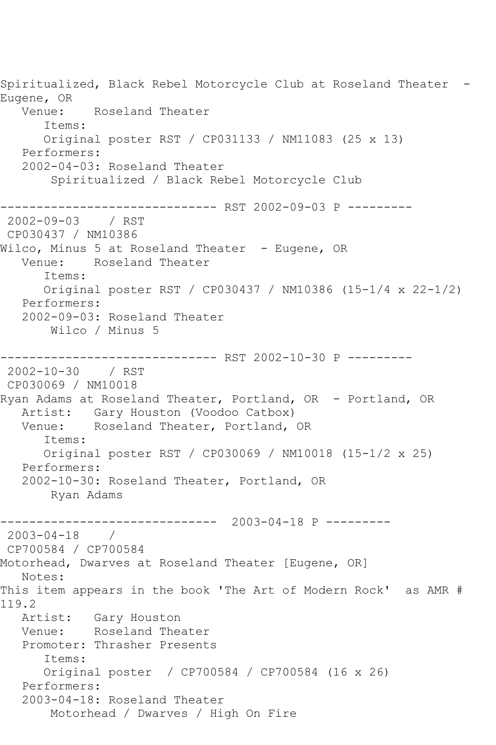Spiritualized, Black Rebel Motorcycle Club at Roseland Theater - Eugene, OR
   Venue:    Roseland Theater
      Items:
      Original poster RST / CP031133 / NM11083 (25 x 13)
   Performers:
   2002-04-03: Roseland Theater
       Spiritualized / Black Rebel Motorcycle Club

------------------------------ RST 2002-09-03 P ---------
 2002-09-03    / RST
 CP030437 / NM10386
Wilco, Minus 5 at Roseland Theater  - Eugene, OR
   Venue:    Roseland Theater
      Items:
      Original poster RST / CP030437 / NM10386 (15-1/4 x 22-1/2)
   Performers:
   2002-09-03: Roseland Theater
       Wilco / Minus 5

------------------------------ RST 2002-10-30 P ---------
 2002-10-30    / RST
 CP030069 / NM10018
Ryan Adams at Roseland Theater, Portland, OR  - Portland, OR
   Artist:   Gary Houston (Voodoo Catbox)
   Venue:    Roseland Theater, Portland, OR
      Items:
      Original poster RST / CP030069 / NM10018 (15-1/2 x 25)
   Performers:
   2002-10-30: Roseland Theater, Portland, OR
       Ryan Adams

------------------------------  2003-04-18 P ---------
 2003-04-18    /
 CP700584 / CP700584
Motorhead, Dwarves at Roseland Theater [Eugene, OR]
   Notes:
This item appears in the book 'The Art of Modern Rock'  as AMR # 119.2
   Artist:   Gary Houston
   Venue:    Roseland Theater
   Promoter: Thrasher Presents
      Items:
      Original poster  / CP700584 / CP700584 (16 x 26)
   Performers:
   2003-04-18: Roseland Theater
       Motorhead / Dwarves / High On Fire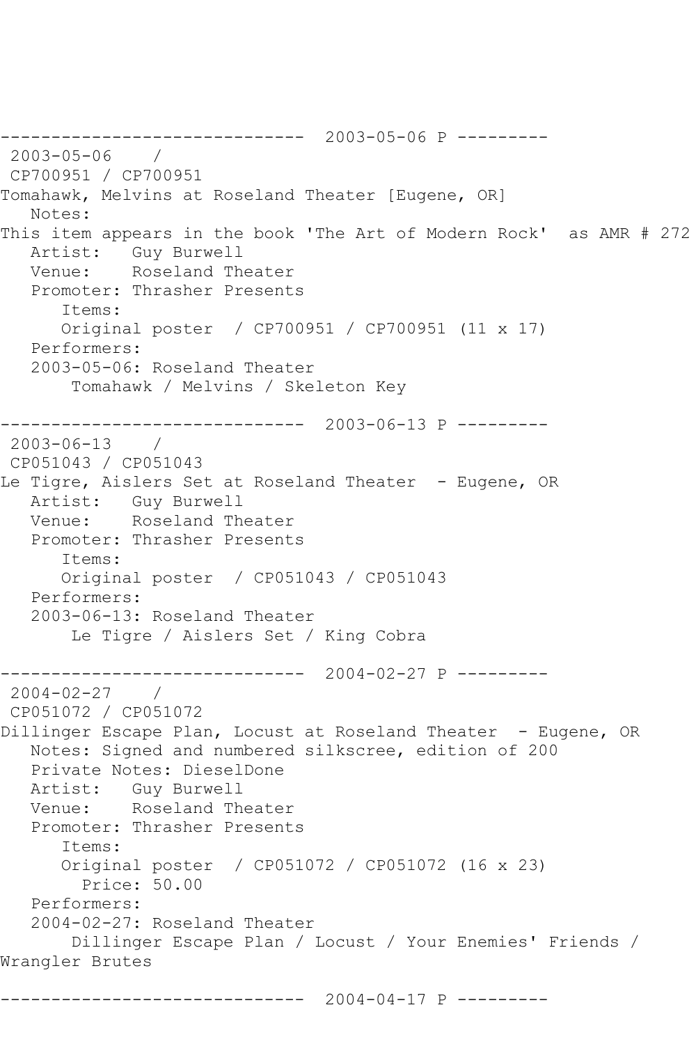```
------------------------------  2003-05-06 P ---------
 2003-05-06    /
 CP700951 / CP700951
Tomahawk, Melvins at Roseland Theater [Eugene, OR]
   Notes:
This item appears in the book 'The Art of Modern Rock'  as AMR # 272
   Artist:   Guy Burwell
   Venue:    Roseland Theater
   Promoter: Thrasher Presents
      Items:
      Original poster  / CP700951 / CP700951 (11 x 17)
   Performers:
   2003-05-06: Roseland Theater
       Tomahawk / Melvins / Skeleton Key

------------------------------  2003-06-13 P ---------
 2003-06-13    /
 CP051043 / CP051043
Le Tigre, Aislers Set at Roseland Theater  - Eugene, OR
   Artist:   Guy Burwell
   Venue:    Roseland Theater
   Promoter: Thrasher Presents
      Items:
      Original poster  / CP051043 / CP051043
   Performers:
   2003-06-13: Roseland Theater
       Le Tigre / Aislers Set / King Cobra

------------------------------  2004-02-27 P ---------
 2004-02-27    /
 CP051072 / CP051072
Dillinger Escape Plan, Locust at Roseland Theater  - Eugene, OR
   Notes: Signed and numbered silkscree, edition of 200
   Private Notes: DieselDone
   Artist:   Guy Burwell
   Venue:    Roseland Theater
   Promoter: Thrasher Presents
      Items:
      Original poster  / CP051072 / CP051072 (16 x 23)
        Price: 50.00
   Performers:
   2004-02-27: Roseland Theater
       Dillinger Escape Plan / Locust / Your Enemies' Friends /
Wrangler Brutes

------------------------------  2004-04-17 P ---------
```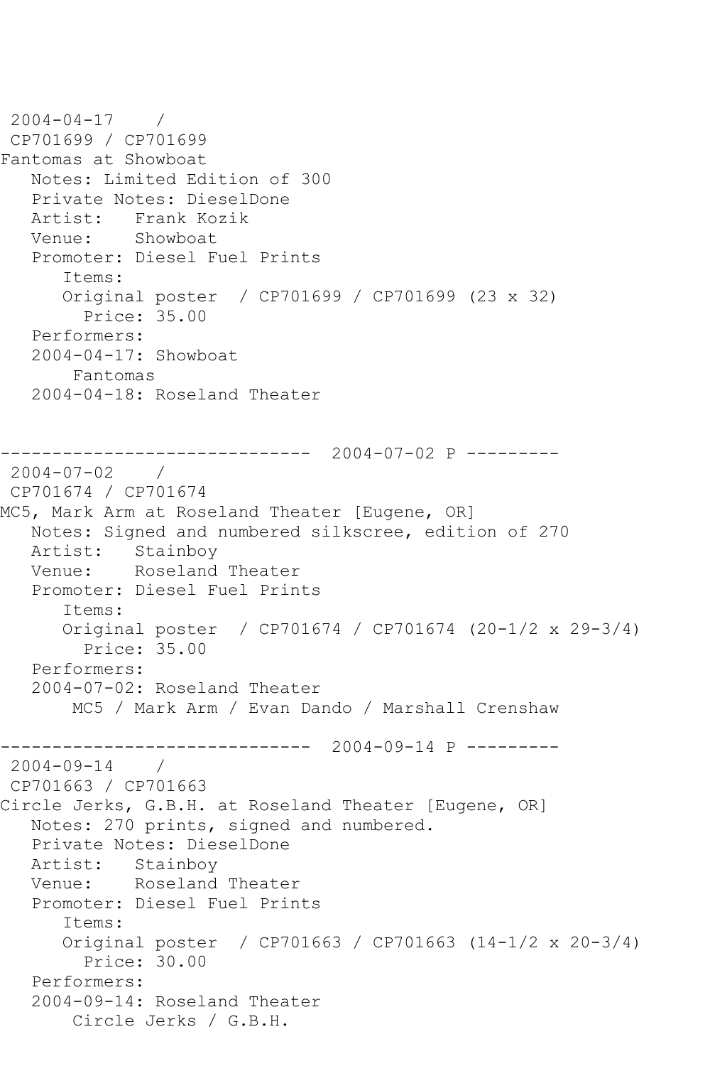2004-04-17 /
CP701699 / CP701699
Fantomas at Showboat
Notes: Limited Edition of 300
Private Notes: DieselDone
Artist: Frank Kozik
Venue: Showboat
Promoter: Diesel Fuel Prints
Items:
Original poster / CP701699 / CP701699 (23 x 32)
Price: 35.00
Performers:
2004-04-17: Showboat
Fantomas
2004-04-18: Roseland Theater

------------------------------ 2004-07-02 P ---------
2004-07-02 /
CP701674 / CP701674
MC5, Mark Arm at Roseland Theater [Eugene, OR]
Notes: Signed and numbered silkscree, edition of 270
Artist: Stainboy
Venue: Roseland Theater
Promoter: Diesel Fuel Prints
Items:
Original poster / CP701674 / CP701674 (20-1/2 x 29-3/4)
Price: 35.00
Performers:
2004-07-02: Roseland Theater
MC5 / Mark Arm / Evan Dando / Marshall Crenshaw

------------------------------ 2004-09-14 P ---------
2004-09-14 /
CP701663 / CP701663
Circle Jerks, G.B.H. at Roseland Theater [Eugene, OR]
Notes: 270 prints, signed and numbered.
Private Notes: DieselDone
Artist: Stainboy
Venue: Roseland Theater
Promoter: Diesel Fuel Prints
Items:
Original poster / CP701663 / CP701663 (14-1/2 x 20-3/4)
Price: 30.00
Performers:
2004-09-14: Roseland Theater
Circle Jerks / G.B.H.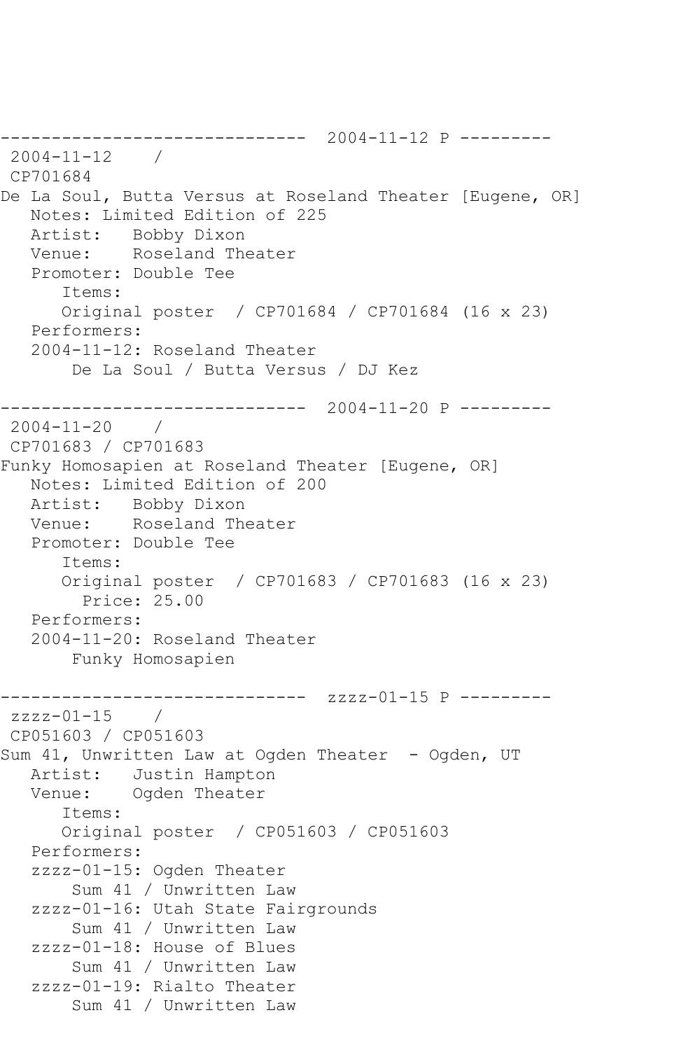------------------------------  2004-11-12 P ---------
 2004-11-12    /
 CP701684
De La Soul, Butta Versus at Roseland Theater [Eugene, OR]
   Notes: Limited Edition of 225
   Artist:   Bobby Dixon
   Venue:    Roseland Theater
   Promoter: Double Tee
      Items:
      Original poster  / CP701684 / CP701684 (16 x 23)
   Performers:
   2004-11-12: Roseland Theater
       De La Soul / Butta Versus / DJ Kez

------------------------------  2004-11-20 P ---------
 2004-11-20    /
 CP701683 / CP701683
Funky Homosapien at Roseland Theater [Eugene, OR]
   Notes: Limited Edition of 200
   Artist:   Bobby Dixon
   Venue:    Roseland Theater
   Promoter: Double Tee
      Items:
      Original poster  / CP701683 / CP701683 (16 x 23)
        Price: 25.00
   Performers:
   2004-11-20: Roseland Theater
       Funky Homosapien

------------------------------  zzzz-01-15 P ---------
 zzzz-01-15    /
 CP051603 / CP051603
Sum 41, Unwritten Law at Ogden Theater  - Ogden, UT
   Artist:   Justin Hampton
   Venue:    Ogden Theater
      Items:
      Original poster  / CP051603 / CP051603
   Performers:
   zzzz-01-15: Ogden Theater
       Sum 41 / Unwritten Law
   zzzz-01-16: Utah State Fairgrounds
       Sum 41 / Unwritten Law
   zzzz-01-18: House of Blues
       Sum 41 / Unwritten Law
   zzzz-01-19: Rialto Theater
       Sum 41 / Unwritten Law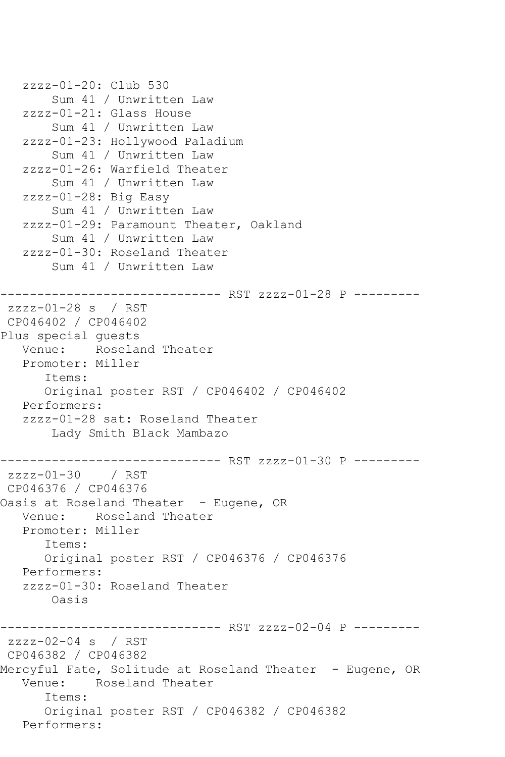```
   zzzz-01-20: Club 530
       Sum 41 / Unwritten Law
   zzzz-01-21: Glass House
       Sum 41 / Unwritten Law
   zzzz-01-23: Hollywood Paladium
       Sum 41 / Unwritten Law
   zzzz-01-26: Warfield Theater
       Sum 41 / Unwritten Law
   zzzz-01-28: Big Easy
       Sum 41 / Unwritten Law
   zzzz-01-29: Paramount Theater, Oakland
       Sum 41 / Unwritten Law
   zzzz-01-30: Roseland Theater
       Sum 41 / Unwritten Law

------------------------------ RST zzzz-01-28 P ---------
 zzzz-01-28 s  / RST
 CP046402 / CP046402
Plus special guests
   Venue:    Roseland Theater
   Promoter: Miller
      Items:
      Original poster RST / CP046402 / CP046402
   Performers:
   zzzz-01-28 sat: Roseland Theater
       Lady Smith Black Mambazo

------------------------------ RST zzzz-01-30 P ---------
 zzzz-01-30    / RST
 CP046376 / CP046376
Oasis at Roseland Theater  - Eugene, OR
   Venue:    Roseland Theater
   Promoter: Miller
      Items:
      Original poster RST / CP046376 / CP046376
   Performers:
   zzzz-01-30: Roseland Theater
       Oasis

------------------------------ RST zzzz-02-04 P ---------
 zzzz-02-04 s  / RST
 CP046382 / CP046382
Mercyful Fate, Solitude at Roseland Theater  - Eugene, OR
   Venue:    Roseland Theater
      Items:
      Original poster RST / CP046382 / CP046382
   Performers:
```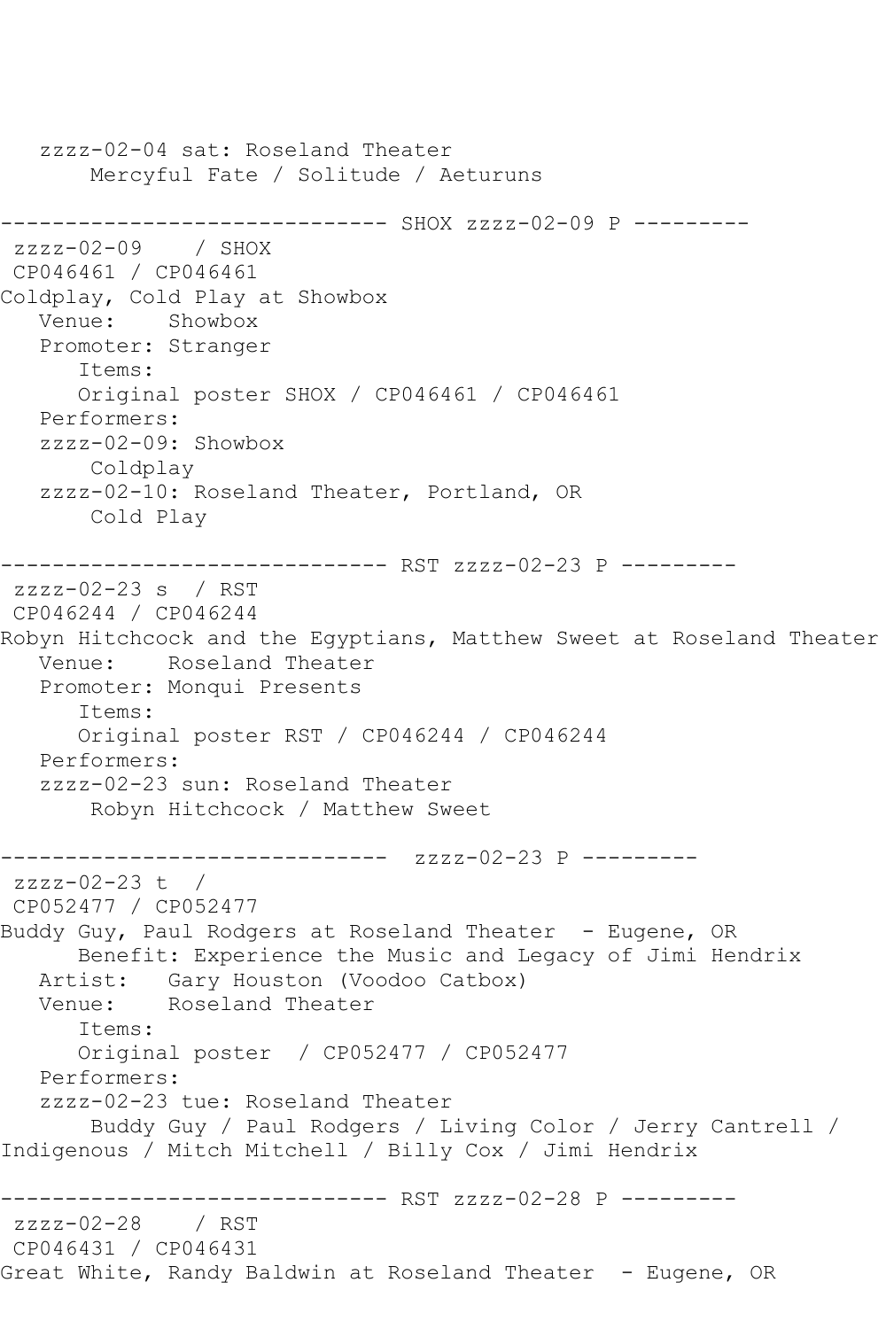```
   zzzz-02-04 sat: Roseland Theater
       Mercyful Fate / Solitude / Aeturuns

------------------------------ SHOX zzzz-02-09 P ---------
 zzzz-02-09    / SHOX
 CP046461 / CP046461
Coldplay, Cold Play at Showbox
   Venue:    Showbox
   Promoter: Stranger
      Items:
      Original poster SHOX / CP046461 / CP046461
   Performers:
   zzzz-02-09: Showbox
       Coldplay
   zzzz-02-10: Roseland Theater, Portland, OR
       Cold Play

------------------------------ RST zzzz-02-23 P ---------
 zzzz-02-23 s  / RST
 CP046244 / CP046244
Robyn Hitchcock and the Egyptians, Matthew Sweet at Roseland Theater
   Venue:    Roseland Theater
   Promoter: Monqui Presents
      Items:
      Original poster RST / CP046244 / CP046244
   Performers:
   zzzz-02-23 sun: Roseland Theater
       Robyn Hitchcock / Matthew Sweet

------------------------------  zzzz-02-23 P ---------
 zzzz-02-23 t  /
 CP052477 / CP052477
Buddy Guy, Paul Rodgers at Roseland Theater  - Eugene, OR
      Benefit: Experience the Music and Legacy of Jimi Hendrix
   Artist:   Gary Houston (Voodoo Catbox)
   Venue:    Roseland Theater
      Items:
      Original poster  / CP052477 / CP052477
   Performers:
   zzzz-02-23 tue: Roseland Theater
       Buddy Guy / Paul Rodgers / Living Color / Jerry Cantrell /
Indigenous / Mitch Mitchell / Billy Cox / Jimi Hendrix

------------------------------ RST zzzz-02-28 P ---------
 zzzz-02-28    / RST
 CP046431 / CP046431
Great White, Randy Baldwin at Roseland Theater  - Eugene, OR
```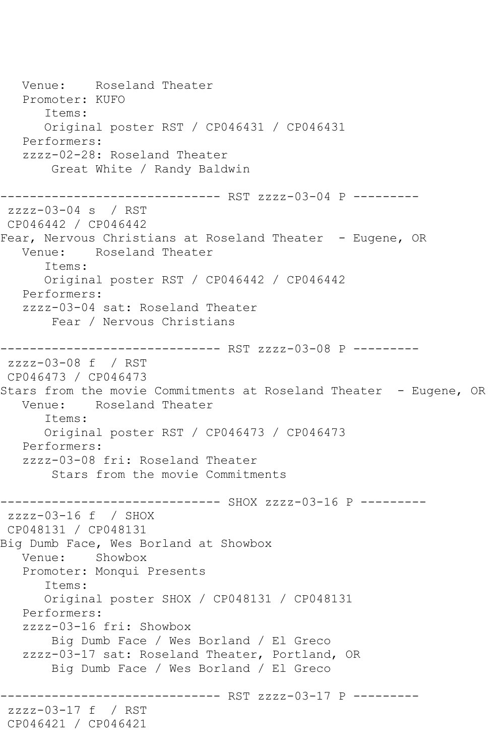```
   Venue:    Roseland Theater
   Promoter: KUFO
      Items:
      Original poster RST / CP046431 / CP046431
   Performers:
   zzzz-02-28: Roseland Theater
       Great White / Randy Baldwin

------------------------------ RST zzzz-03-04 P ---------
 zzzz-03-04 s  / RST
 CP046442 / CP046442
Fear, Nervous Christians at Roseland Theater  - Eugene, OR
   Venue:    Roseland Theater
      Items:
      Original poster RST / CP046442 / CP046442
   Performers:
   zzzz-03-04 sat: Roseland Theater
       Fear / Nervous Christians

------------------------------ RST zzzz-03-08 P ---------
 zzzz-03-08 f  / RST
 CP046473 / CP046473
Stars from the movie Commitments at Roseland Theater  - Eugene, OR
   Venue:    Roseland Theater
      Items:
      Original poster RST / CP046473 / CP046473
   Performers:
   zzzz-03-08 fri: Roseland Theater
       Stars from the movie Commitments

------------------------------ SHOX zzzz-03-16 P ---------
 zzzz-03-16 f  / SHOX
 CP048131 / CP048131
Big Dumb Face, Wes Borland at Showbox
   Venue:    Showbox
   Promoter: Monqui Presents
      Items:
      Original poster SHOX / CP048131 / CP048131
   Performers:
   zzzz-03-16 fri: Showbox
       Big Dumb Face / Wes Borland / El Greco
   zzzz-03-17 sat: Roseland Theater, Portland, OR
       Big Dumb Face / Wes Borland / El Greco

------------------------------ RST zzzz-03-17 P ---------
 zzzz-03-17 f  / RST
 CP046421 / CP046421
```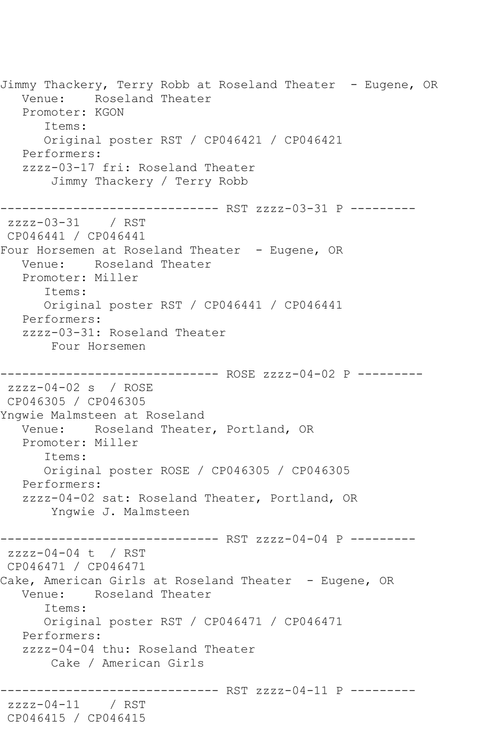```
Jimmy Thackery, Terry Robb at Roseland Theater  - Eugene, OR
   Venue:    Roseland Theater
   Promoter: KGON
      Items:
      Original poster RST / CP046421 / CP046421
   Performers:
   zzzz-03-17 fri: Roseland Theater
       Jimmy Thackery / Terry Robb

------------------------------ RST zzzz-03-31 P ---------
 zzzz-03-31    / RST
 CP046441 / CP046441
Four Horsemen at Roseland Theater  - Eugene, OR
   Venue:    Roseland Theater
   Promoter: Miller
      Items:
      Original poster RST / CP046441 / CP046441
   Performers:
   zzzz-03-31: Roseland Theater
       Four Horsemen

------------------------------ ROSE zzzz-04-02 P ---------
 zzzz-04-02 s  / ROSE
 CP046305 / CP046305
Yngwie Malmsteen at Roseland
   Venue:    Roseland Theater, Portland, OR
   Promoter: Miller
      Items:
      Original poster ROSE / CP046305 / CP046305
   Performers:
   zzzz-04-02 sat: Roseland Theater, Portland, OR
       Yngwie J. Malmsteen

------------------------------ RST zzzz-04-04 P ---------
 zzzz-04-04 t  / RST
 CP046471 / CP046471
Cake, American Girls at Roseland Theater  - Eugene, OR
   Venue:    Roseland Theater
      Items:
      Original poster RST / CP046471 / CP046471
   Performers:
   zzzz-04-04 thu: Roseland Theater
       Cake / American Girls

------------------------------ RST zzzz-04-11 P ---------
 zzzz-04-11    / RST
 CP046415 / CP046415
```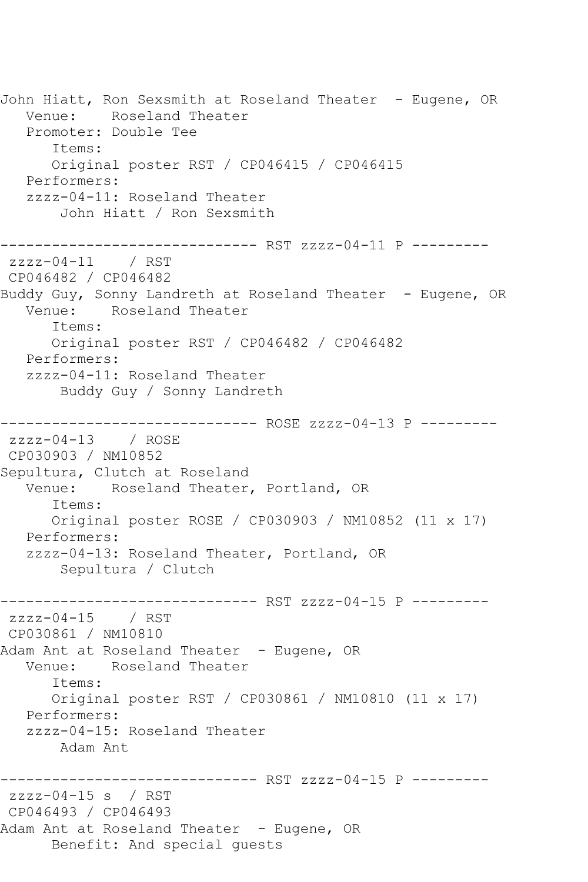John Hiatt, Ron Sexsmith at Roseland Theater - Eugene, OR
   Venue: Roseland Theater
   Promoter: Double Tee
      Items:
      Original poster RST / CP046415 / CP046415
   Performers:
   zzzz-04-11: Roseland Theater
       John Hiatt / Ron Sexsmith

------------------------------ RST zzzz-04-11 P ---------
 zzzz-04-11 / RST
 CP046482 / CP046482
Buddy Guy, Sonny Landreth at Roseland Theater - Eugene, OR
   Venue: Roseland Theater
      Items:
      Original poster RST / CP046482 / CP046482
   Performers:
   zzzz-04-11: Roseland Theater
       Buddy Guy / Sonny Landreth

------------------------------ ROSE zzzz-04-13 P ---------
 zzzz-04-13 / ROSE
 CP030903 / NM10852
Sepultura, Clutch at Roseland
   Venue: Roseland Theater, Portland, OR
      Items:
      Original poster ROSE / CP030903 / NM10852 (11 x 17)
   Performers:
   zzzz-04-13: Roseland Theater, Portland, OR
       Sepultura / Clutch

------------------------------ RST zzzz-04-15 P ---------
 zzzz-04-15 / RST
 CP030861 / NM10810
Adam Ant at Roseland Theater - Eugene, OR
   Venue: Roseland Theater
      Items:
      Original poster RST / CP030861 / NM10810 (11 x 17)
   Performers:
   zzzz-04-15: Roseland Theater
       Adam Ant

------------------------------ RST zzzz-04-15 P ---------
 zzzz-04-15 s / RST
 CP046493 / CP046493
Adam Ant at Roseland Theater - Eugene, OR
      Benefit: And special guests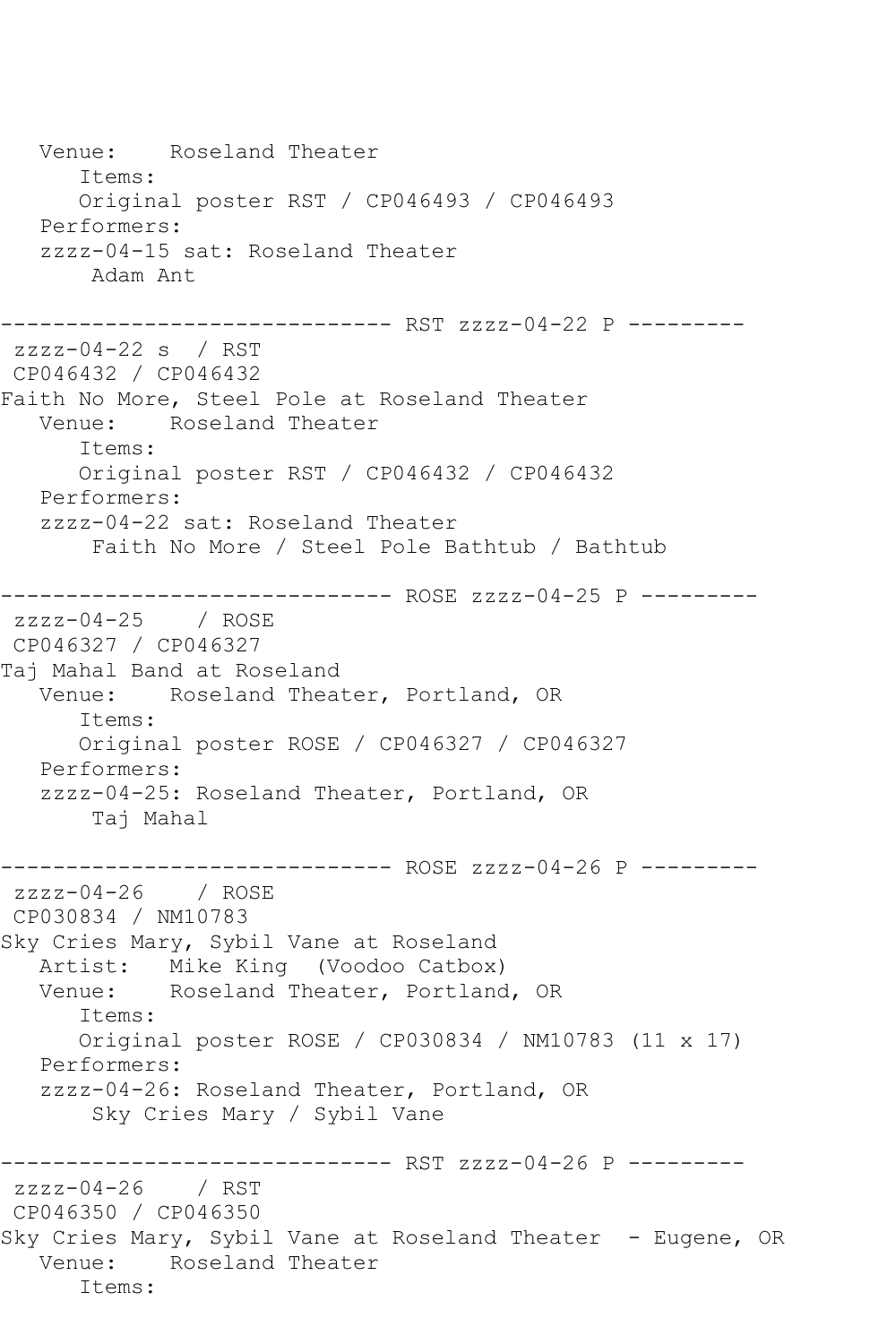```
   Venue:    Roseland Theater
      Items:
      Original poster RST / CP046493 / CP046493
   Performers:
   zzzz-04-15 sat: Roseland Theater
       Adam Ant

------------------------------ RST zzzz-04-22 P ---------
 zzzz-04-22 s  / RST
 CP046432 / CP046432
Faith No More, Steel Pole at Roseland Theater
   Venue:    Roseland Theater
      Items:
      Original poster RST / CP046432 / CP046432
   Performers:
   zzzz-04-22 sat: Roseland Theater
       Faith No More / Steel Pole Bathtub / Bathtub

------------------------------ ROSE zzzz-04-25 P ---------
 zzzz-04-25    / ROSE
 CP046327 / CP046327
Taj Mahal Band at Roseland
   Venue:    Roseland Theater, Portland, OR
      Items:
      Original poster ROSE / CP046327 / CP046327
   Performers:
   zzzz-04-25: Roseland Theater, Portland, OR
       Taj Mahal

------------------------------ ROSE zzzz-04-26 P ---------
 zzzz-04-26    / ROSE
 CP030834 / NM10783
Sky Cries Mary, Sybil Vane at Roseland
   Artist:   Mike King  (Voodoo Catbox)
   Venue:    Roseland Theater, Portland, OR
      Items:
      Original poster ROSE / CP030834 / NM10783 (11 x 17)
   Performers:
   zzzz-04-26: Roseland Theater, Portland, OR
       Sky Cries Mary / Sybil Vane

------------------------------ RST zzzz-04-26 P ---------
 zzzz-04-26    / RST
 CP046350 / CP046350
Sky Cries Mary, Sybil Vane at Roseland Theater  - Eugene, OR
   Venue:    Roseland Theater
      Items:
```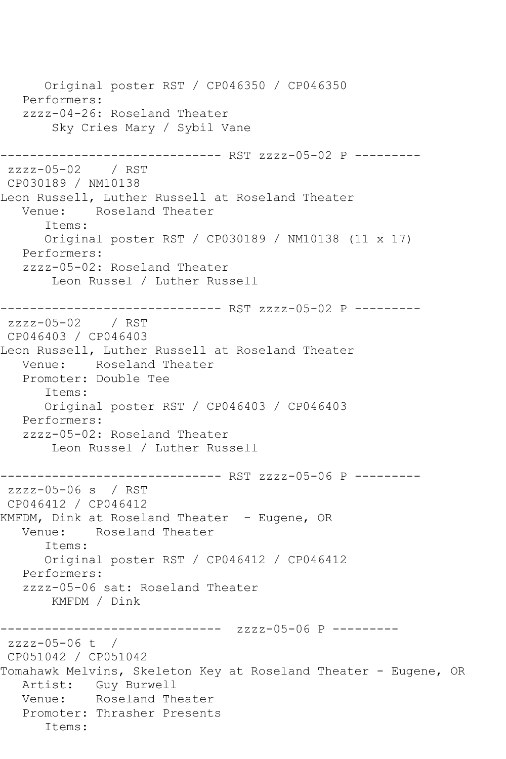```
      Original poster RST / CP046350 / CP046350
   Performers:
   zzzz-04-26: Roseland Theater
       Sky Cries Mary / Sybil Vane

------------------------------ RST zzzz-05-02 P ---------
 zzzz-05-02    / RST
 CP030189 / NM10138
Leon Russell, Luther Russell at Roseland Theater
   Venue:    Roseland Theater
      Items:
      Original poster RST / CP030189 / NM10138 (11 x 17)
   Performers:
   zzzz-05-02: Roseland Theater
       Leon Russel / Luther Russell

------------------------------ RST zzzz-05-02 P ---------
 zzzz-05-02    / RST
 CP046403 / CP046403
Leon Russell, Luther Russell at Roseland Theater
   Venue:    Roseland Theater
   Promoter: Double Tee
      Items:
      Original poster RST / CP046403 / CP046403
   Performers:
   zzzz-05-02: Roseland Theater
       Leon Russel / Luther Russell

------------------------------ RST zzzz-05-06 P ---------
 zzzz-05-06 s  / RST
 CP046412 / CP046412
KMFDM, Dink at Roseland Theater  - Eugene, OR
   Venue:    Roseland Theater
      Items:
      Original poster RST / CP046412 / CP046412
   Performers:
   zzzz-05-06 sat: Roseland Theater
       KMFDM / Dink

------------------------------  zzzz-05-06 P ---------
 zzzz-05-06 t  /
 CP051042 / CP051042
Tomahawk Melvins, Skeleton Key at Roseland Theater - Eugene, OR
   Artist:   Guy Burwell
   Venue:    Roseland Theater
   Promoter: Thrasher Presents
      Items:
```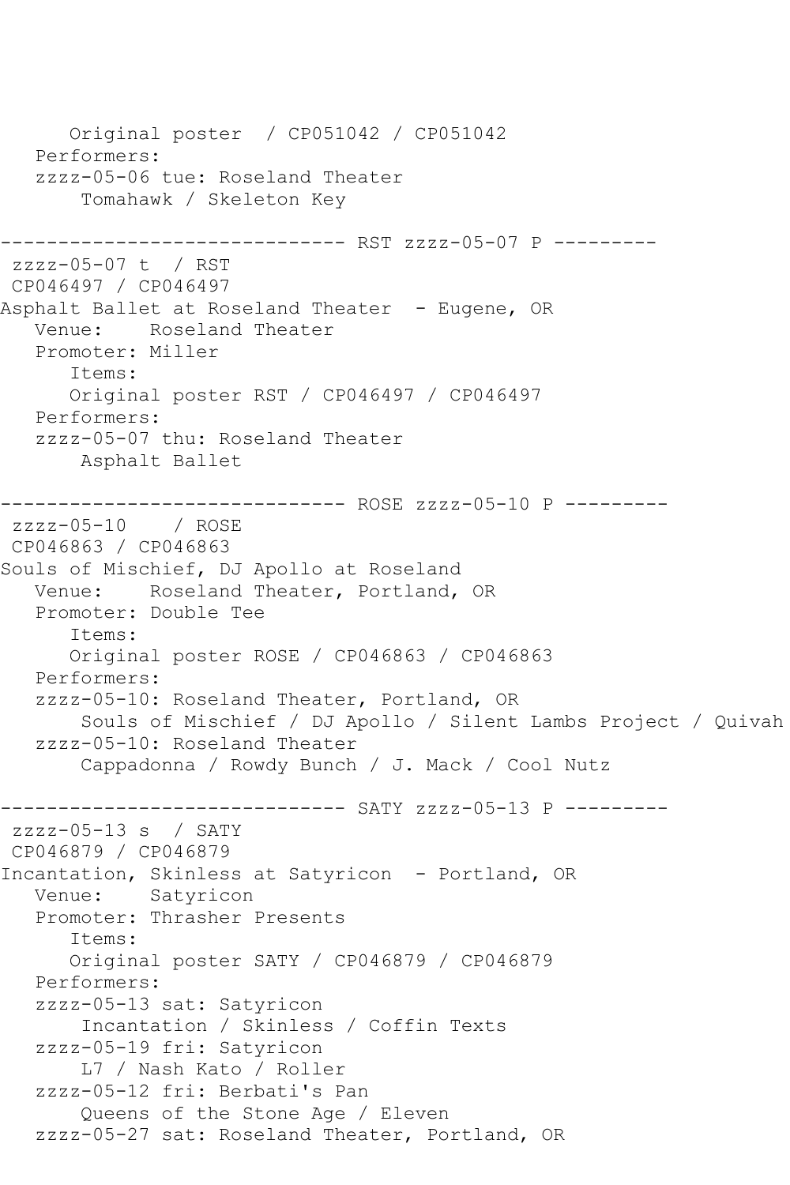```
      Original poster  / CP051042 / CP051042
   Performers:
   zzzz-05-06 tue: Roseland Theater
       Tomahawk / Skeleton Key

------------------------------ RST zzzz-05-07 P ---------
 zzzz-05-07 t  / RST
 CP046497 / CP046497
Asphalt Ballet at Roseland Theater  - Eugene, OR
   Venue:    Roseland Theater
   Promoter: Miller
      Items:
      Original poster RST / CP046497 / CP046497
   Performers:
   zzzz-05-07 thu: Roseland Theater
       Asphalt Ballet

------------------------------ ROSE zzzz-05-10 P ---------
 zzzz-05-10    / ROSE
 CP046863 / CP046863
Souls of Mischief, DJ Apollo at Roseland
   Venue:    Roseland Theater, Portland, OR
   Promoter: Double Tee
      Items:
      Original poster ROSE / CP046863 / CP046863
   Performers:
   zzzz-05-10: Roseland Theater, Portland, OR
       Souls of Mischief / DJ Apollo / Silent Lambs Project / Quivah
   zzzz-05-10: Roseland Theater
       Cappadonna / Rowdy Bunch / J. Mack / Cool Nutz

------------------------------ SATY zzzz-05-13 P ---------
 zzzz-05-13 s  / SATY
 CP046879 / CP046879
Incantation, Skinless at Satyricon  - Portland, OR
   Venue:    Satyricon
   Promoter: Thrasher Presents
      Items:
      Original poster SATY / CP046879 / CP046879
   Performers:
   zzzz-05-13 sat: Satyricon
       Incantation / Skinless / Coffin Texts
   zzzz-05-19 fri: Satyricon
       L7 / Nash Kato / Roller
   zzzz-05-12 fri: Berbati's Pan
       Queens of the Stone Age / Eleven
   zzzz-05-27 sat: Roseland Theater, Portland, OR
```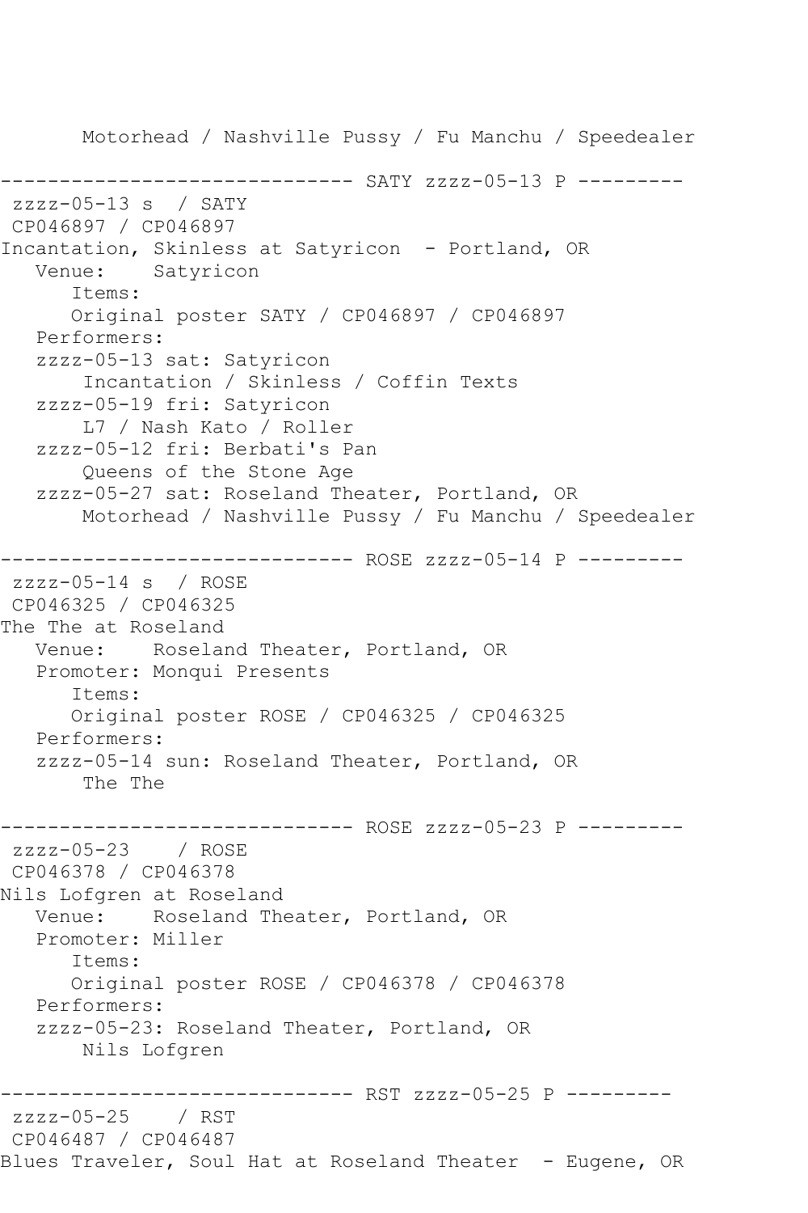```
      Motorhead / Nashville Pussy / Fu Manchu / Speedealer

------------------------------ SATY zzzz-05-13 P ---------
 zzzz-05-13 s  / SATY
 CP046897 / CP046897
Incantation, Skinless at Satyricon  - Portland, OR
   Venue:    Satyricon
      Items:
      Original poster SATY / CP046897 / CP046897
   Performers:
   zzzz-05-13 sat: Satyricon
       Incantation / Skinless / Coffin Texts
   zzzz-05-19 fri: Satyricon
       L7 / Nash Kato / Roller
   zzzz-05-12 fri: Berbati's Pan
       Queens of the Stone Age
   zzzz-05-27 sat: Roseland Theater, Portland, OR
       Motorhead / Nashville Pussy / Fu Manchu / Speedealer

------------------------------ ROSE zzzz-05-14 P ---------
 zzzz-05-14 s  / ROSE
 CP046325 / CP046325
The The at Roseland
   Venue:    Roseland Theater, Portland, OR
   Promoter: Monqui Presents
      Items:
      Original poster ROSE / CP046325 / CP046325
   Performers:
   zzzz-05-14 sun: Roseland Theater, Portland, OR
       The The

------------------------------ ROSE zzzz-05-23 P ---------
 zzzz-05-23    / ROSE
 CP046378 / CP046378
Nils Lofgren at Roseland
   Venue:    Roseland Theater, Portland, OR
   Promoter: Miller
      Items:
      Original poster ROSE / CP046378 / CP046378
   Performers:
   zzzz-05-23: Roseland Theater, Portland, OR
       Nils Lofgren

------------------------------ RST zzzz-05-25 P ---------
 zzzz-05-25    / RST
 CP046487 / CP046487
Blues Traveler, Soul Hat at Roseland Theater  - Eugene, OR
```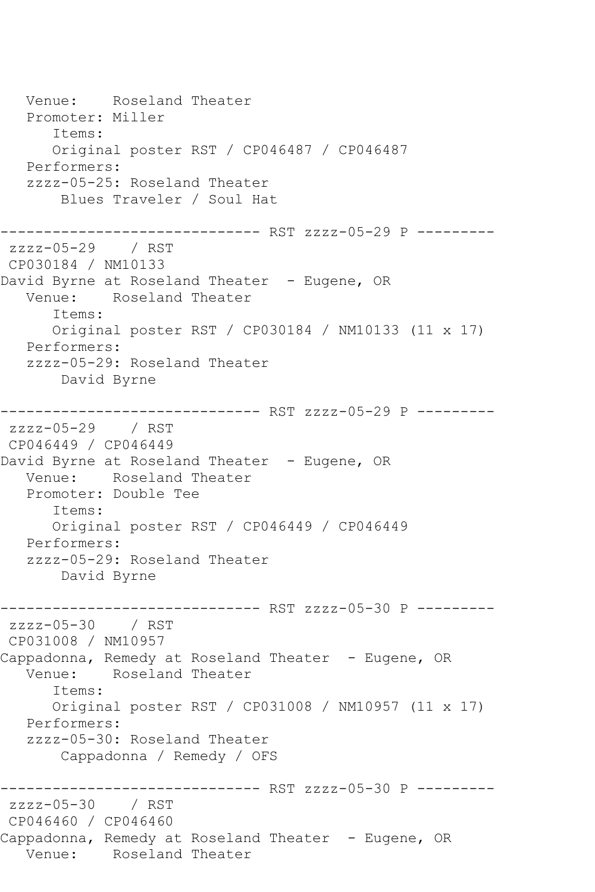```
   Venue:    Roseland Theater
   Promoter: Miller
      Items:
      Original poster RST / CP046487 / CP046487
   Performers:
   zzzz-05-25: Roseland Theater
       Blues Traveler / Soul Hat

------------------------------ RST zzzz-05-29 P ---------
 zzzz-05-29    / RST
 CP030184 / NM10133
David Byrne at Roseland Theater  - Eugene, OR
   Venue:    Roseland Theater
      Items:
      Original poster RST / CP030184 / NM10133 (11 x 17)
   Performers:
   zzzz-05-29: Roseland Theater
       David Byrne

------------------------------ RST zzzz-05-29 P ---------
 zzzz-05-29    / RST
 CP046449 / CP046449
David Byrne at Roseland Theater  - Eugene, OR
   Venue:    Roseland Theater
   Promoter: Double Tee
      Items:
      Original poster RST / CP046449 / CP046449
   Performers:
   zzzz-05-29: Roseland Theater
       David Byrne

------------------------------ RST zzzz-05-30 P ---------
 zzzz-05-30    / RST
 CP031008 / NM10957
Cappadonna, Remedy at Roseland Theater  - Eugene, OR
   Venue:    Roseland Theater
      Items:
      Original poster RST / CP031008 / NM10957 (11 x 17)
   Performers:
   zzzz-05-30: Roseland Theater
       Cappadonna / Remedy / OFS

------------------------------ RST zzzz-05-30 P ---------
 zzzz-05-30    / RST
 CP046460 / CP046460
Cappadonna, Remedy at Roseland Theater  - Eugene, OR
   Venue:    Roseland Theater
```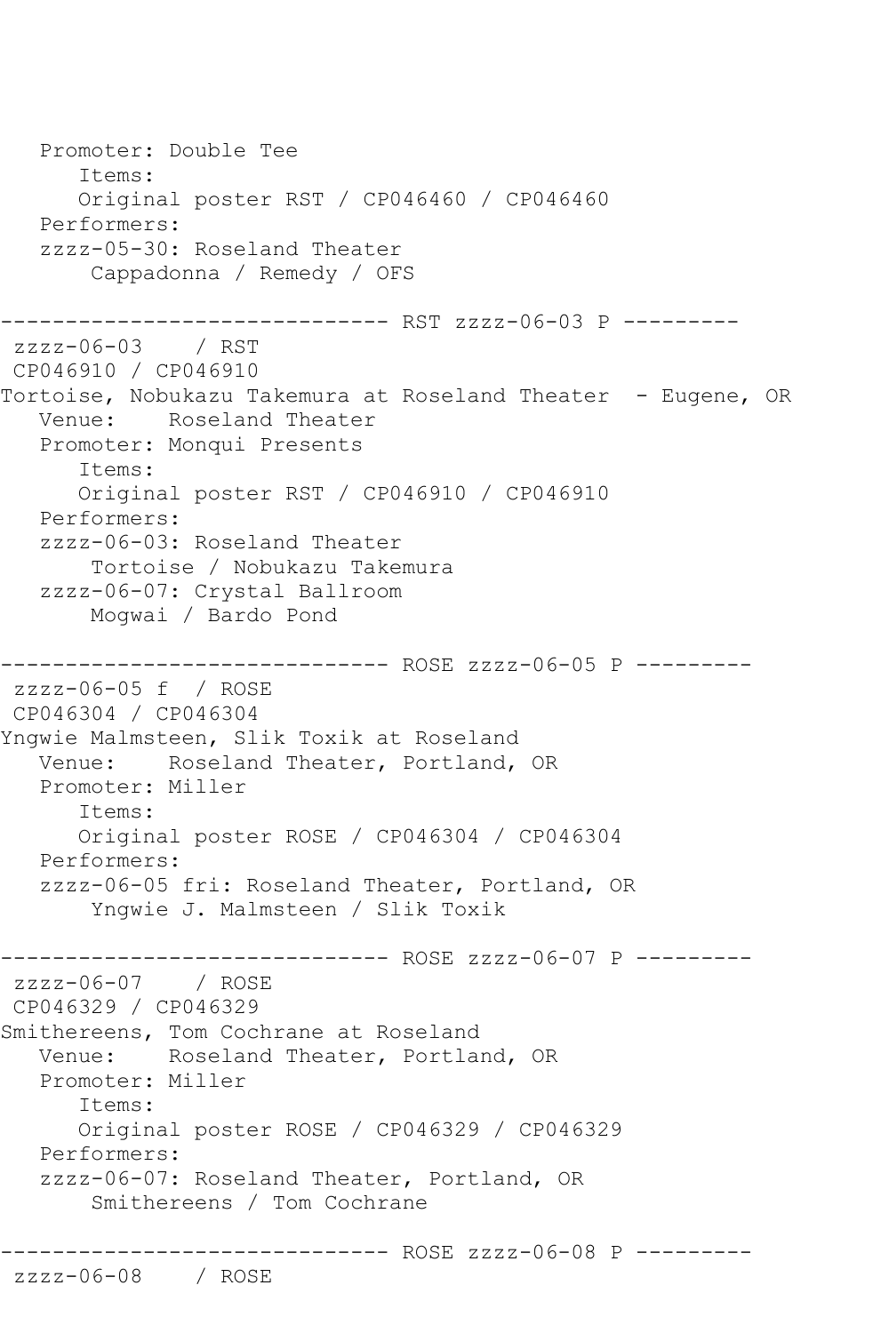```
   Promoter: Double Tee
      Items:
      Original poster RST / CP046460 / CP046460
   Performers:
   zzzz-05-30: Roseland Theater
       Cappadonna / Remedy / OFS

------------------------------ RST zzzz-06-03 P ---------
 zzzz-06-03    / RST
 CP046910 / CP046910
Tortoise, Nobukazu Takemura at Roseland Theater  - Eugene, OR
   Venue:    Roseland Theater
   Promoter: Monqui Presents
      Items:
      Original poster RST / CP046910 / CP046910
   Performers:
   zzzz-06-03: Roseland Theater
       Tortoise / Nobukazu Takemura
   zzzz-06-07: Crystal Ballroom
       Mogwai / Bardo Pond

------------------------------ ROSE zzzz-06-05 P ---------
 zzzz-06-05 f  / ROSE
 CP046304 / CP046304
Yngwie Malmsteen, Slik Toxik at Roseland
   Venue:    Roseland Theater, Portland, OR
   Promoter: Miller
      Items:
      Original poster ROSE / CP046304 / CP046304
   Performers:
   zzzz-06-05 fri: Roseland Theater, Portland, OR
       Yngwie J. Malmsteen / Slik Toxik

------------------------------ ROSE zzzz-06-07 P ---------
 zzzz-06-07    / ROSE
 CP046329 / CP046329
Smithereens, Tom Cochrane at Roseland
   Venue:    Roseland Theater, Portland, OR
   Promoter: Miller
      Items:
      Original poster ROSE / CP046329 / CP046329
   Performers:
   zzzz-06-07: Roseland Theater, Portland, OR
       Smithereens / Tom Cochrane

------------------------------ ROSE zzzz-06-08 P ---------
 zzzz-06-08    / ROSE
```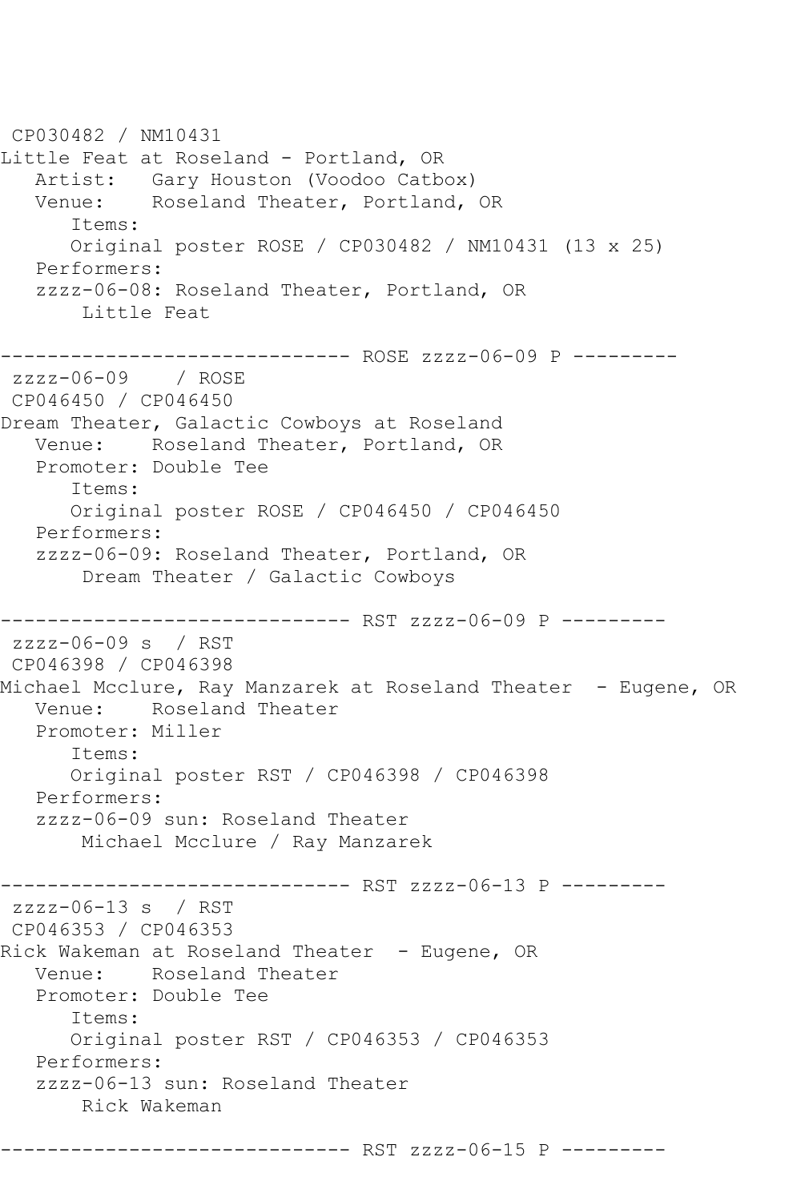```
 CP030482 / NM10431
Little Feat at Roseland - Portland, OR
   Artist:   Gary Houston (Voodoo Catbox)
   Venue:    Roseland Theater, Portland, OR
      Items:
      Original poster ROSE / CP030482 / NM10431 (13 x 25)
   Performers:
   zzzz-06-08: Roseland Theater, Portland, OR
       Little Feat

------------------------------ ROSE zzzz-06-09 P ---------
 zzzz-06-09    / ROSE
 CP046450 / CP046450
Dream Theater, Galactic Cowboys at Roseland
   Venue:    Roseland Theater, Portland, OR
   Promoter: Double Tee
      Items:
      Original poster ROSE / CP046450 / CP046450
   Performers:
   zzzz-06-09: Roseland Theater, Portland, OR
       Dream Theater / Galactic Cowboys

------------------------------ RST zzzz-06-09 P ---------
 zzzz-06-09 s  / RST
 CP046398 / CP046398
Michael Mcclure, Ray Manzarek at Roseland Theater  - Eugene, OR
   Venue:    Roseland Theater
   Promoter: Miller
      Items:
      Original poster RST / CP046398 / CP046398
   Performers:
   zzzz-06-09 sun: Roseland Theater
       Michael Mcclure / Ray Manzarek

------------------------------ RST zzzz-06-13 P ---------
 zzzz-06-13 s  / RST
 CP046353 / CP046353
Rick Wakeman at Roseland Theater  - Eugene, OR
   Venue:    Roseland Theater
   Promoter: Double Tee
      Items:
      Original poster RST / CP046353 / CP046353
   Performers:
   zzzz-06-13 sun: Roseland Theater
       Rick Wakeman

------------------------------ RST zzzz-06-15 P ---------
```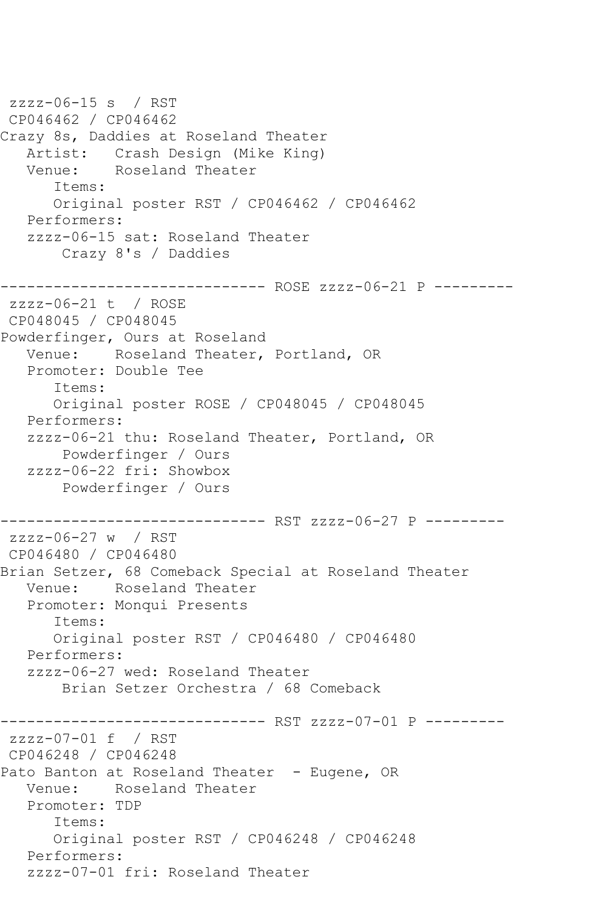```
 zzzz-06-15 s  / RST
 CP046462 / CP046462
Crazy 8s, Daddies at Roseland Theater
   Artist:   Crash Design (Mike King)
   Venue:    Roseland Theater
      Items:
      Original poster RST / CP046462 / CP046462
   Performers:
   zzzz-06-15 sat: Roseland Theater
       Crazy 8's / Daddies

------------------------------ ROSE zzzz-06-21 P ---------
 zzzz-06-21 t  / ROSE
 CP048045 / CP048045
Powderfinger, Ours at Roseland
   Venue:    Roseland Theater, Portland, OR
   Promoter: Double Tee
      Items:
      Original poster ROSE / CP048045 / CP048045
   Performers:
   zzzz-06-21 thu: Roseland Theater, Portland, OR
       Powderfinger / Ours
   zzzz-06-22 fri: Showbox
       Powderfinger / Ours

------------------------------ RST zzzz-06-27 P ---------
 zzzz-06-27 w  / RST
 CP046480 / CP046480
Brian Setzer, 68 Comeback Special at Roseland Theater
   Venue:    Roseland Theater
   Promoter: Monqui Presents
      Items:
      Original poster RST / CP046480 / CP046480
   Performers:
   zzzz-06-27 wed: Roseland Theater
       Brian Setzer Orchestra / 68 Comeback

------------------------------ RST zzzz-07-01 P ---------
 zzzz-07-01 f  / RST
 CP046248 / CP046248
Pato Banton at Roseland Theater  - Eugene, OR
   Venue:    Roseland Theater
   Promoter: TDP
      Items:
      Original poster RST / CP046248 / CP046248
   Performers:
   zzzz-07-01 fri: Roseland Theater
```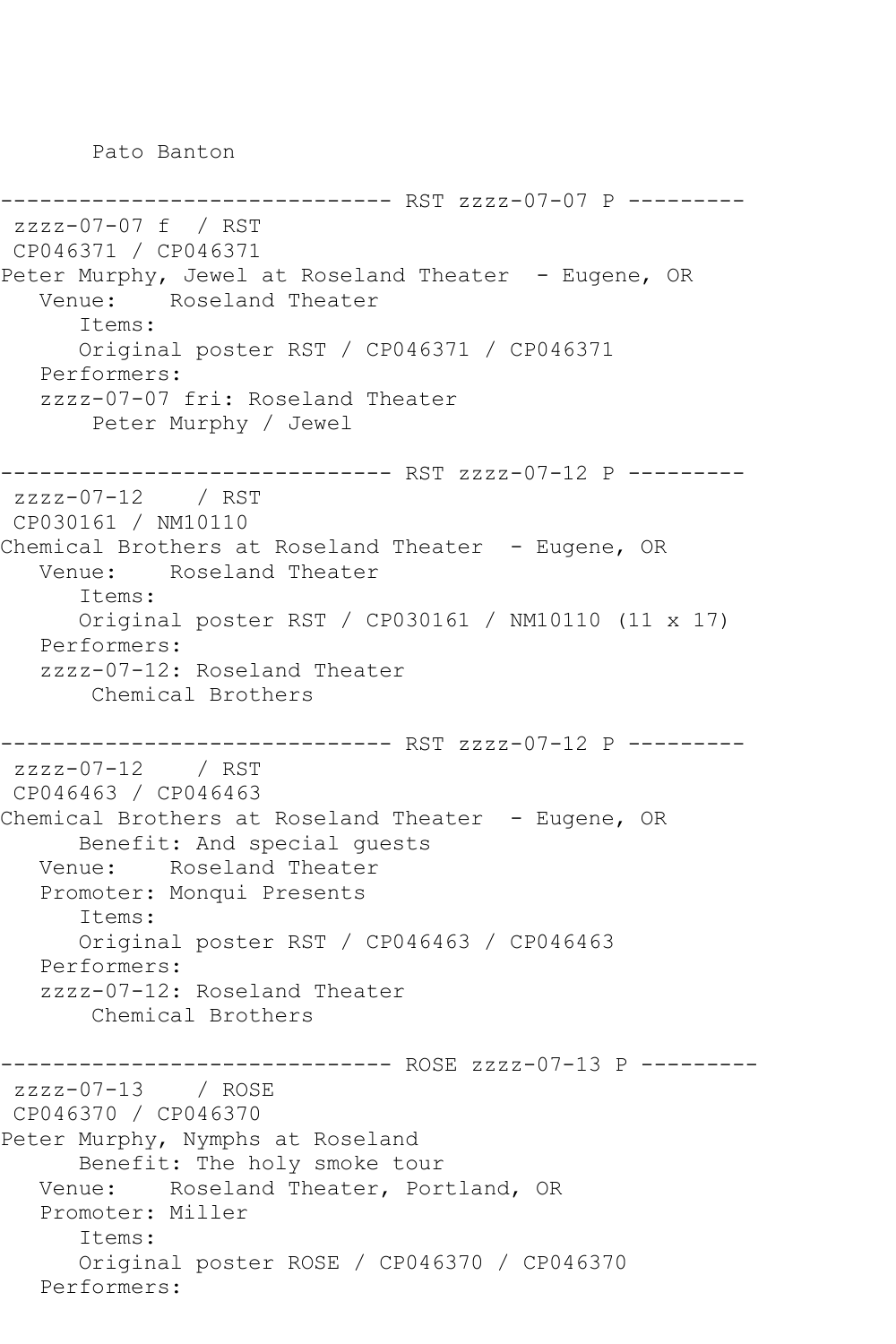Pato Banton

------------------------------ RST zzzz-07-07 P ---------
zzzz-07-07 f / RST
CP046371 / CP046371
Peter Murphy, Jewel at Roseland Theater - Eugene, OR
Venue: Roseland Theater
Items:
Original poster RST / CP046371 / CP046371
Performers:
zzzz-07-07 fri: Roseland Theater
Peter Murphy / Jewel

------------------------------ RST zzzz-07-12 P ---------
zzzz-07-12 / RST
CP030161 / NM10110
Chemical Brothers at Roseland Theater - Eugene, OR
Venue: Roseland Theater
Items:
Original poster RST / CP030161 / NM10110 (11 x 17)
Performers:
zzzz-07-12: Roseland Theater
Chemical Brothers

------------------------------ RST zzzz-07-12 P ---------
zzzz-07-12 / RST
CP046463 / CP046463
Chemical Brothers at Roseland Theater - Eugene, OR
Benefit: And special guests
Venue: Roseland Theater
Promoter: Monqui Presents
Items:
Original poster RST / CP046463 / CP046463
Performers:
zzzz-07-12: Roseland Theater
Chemical Brothers

------------------------------ ROSE zzzz-07-13 P ---------
zzzz-07-13 / ROSE
CP046370 / CP046370
Peter Murphy, Nymphs at Roseland
Benefit: The holy smoke tour
Venue: Roseland Theater, Portland, OR
Promoter: Miller
Items:
Original poster ROSE / CP046370 / CP046370
Performers: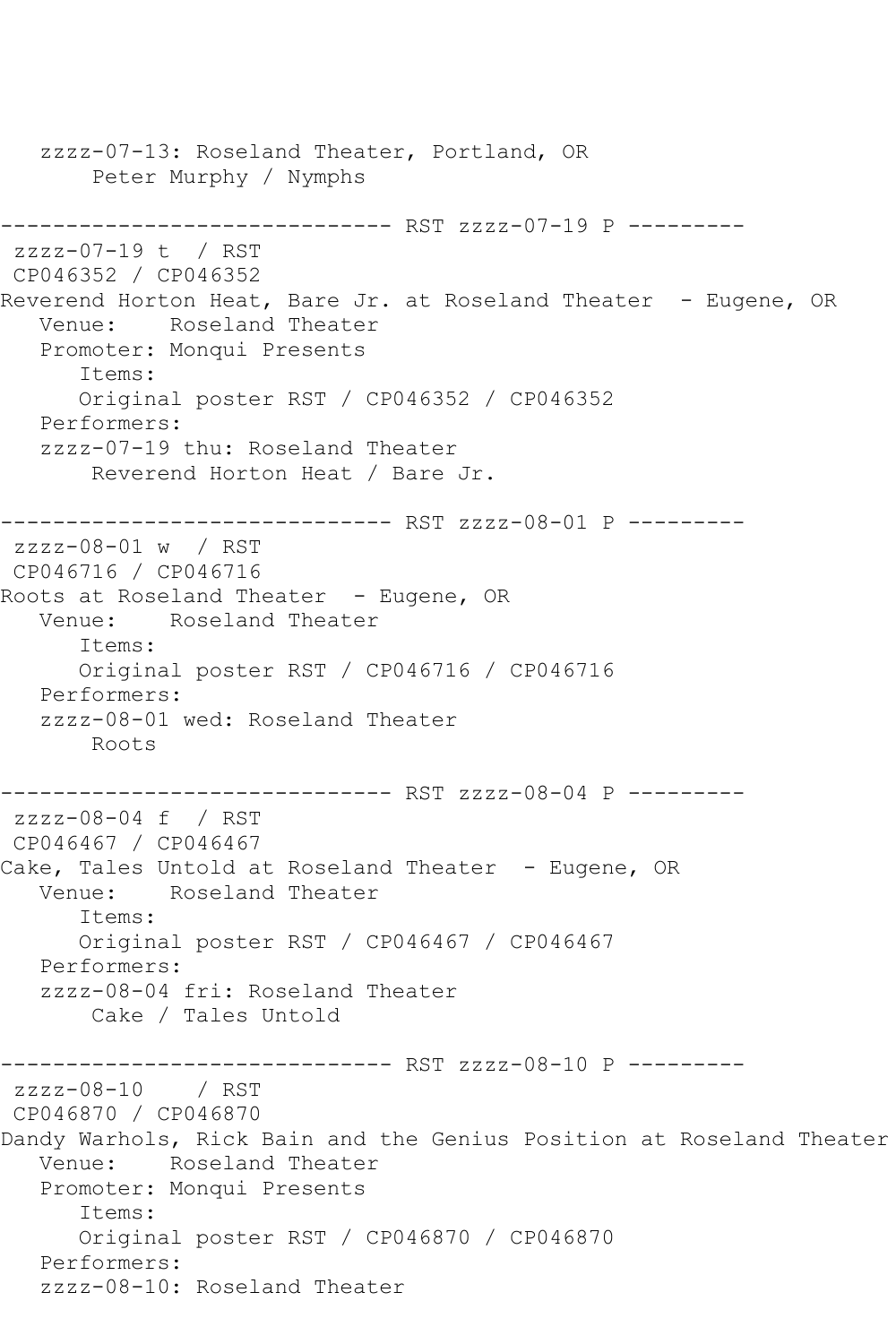```
   zzzz-07-13: Roseland Theater, Portland, OR
       Peter Murphy / Nymphs

------------------------------ RST zzzz-07-19 P ---------
 zzzz-07-19 t  / RST
 CP046352 / CP046352
Reverend Horton Heat, Bare Jr. at Roseland Theater  - Eugene, OR
   Venue:    Roseland Theater
   Promoter: Monqui Presents
      Items:
      Original poster RST / CP046352 / CP046352
   Performers:
   zzzz-07-19 thu: Roseland Theater
       Reverend Horton Heat / Bare Jr.

------------------------------ RST zzzz-08-01 P ---------
 zzzz-08-01 w  / RST
 CP046716 / CP046716
Roots at Roseland Theater  - Eugene, OR
   Venue:    Roseland Theater
      Items:
      Original poster RST / CP046716 / CP046716
   Performers:
   zzzz-08-01 wed: Roseland Theater
       Roots

------------------------------ RST zzzz-08-04 P ---------
 zzzz-08-04 f  / RST
 CP046467 / CP046467
Cake, Tales Untold at Roseland Theater  - Eugene, OR
   Venue:    Roseland Theater
      Items:
      Original poster RST / CP046467 / CP046467
   Performers:
   zzzz-08-04 fri: Roseland Theater
       Cake / Tales Untold

------------------------------ RST zzzz-08-10 P ---------
 zzzz-08-10    / RST
 CP046870 / CP046870
Dandy Warhols, Rick Bain and the Genius Position at Roseland Theater
   Venue:    Roseland Theater
   Promoter: Monqui Presents
      Items:
      Original poster RST / CP046870 / CP046870
   Performers:
   zzzz-08-10: Roseland Theater
```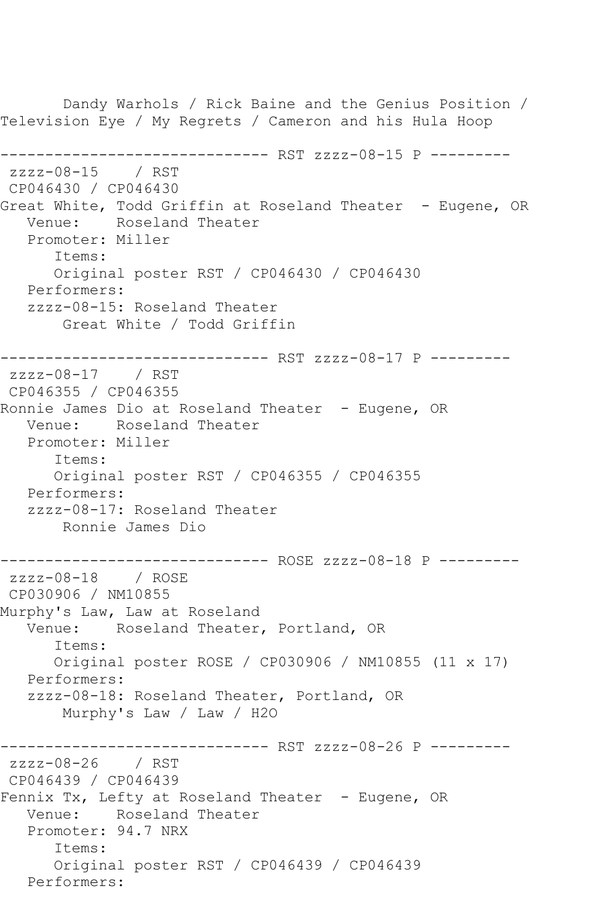Dandy Warhols / Rick Baine and the Genius Position / Television Eye / My Regrets / Cameron and his Hula Hoop

------------------------------ RST zzzz-08-15 P ---------

zzzz-08-15 / RST
CP046430 / CP046430
Great White, Todd Griffin at Roseland Theater - Eugene, OR
Venue: Roseland Theater
Promoter: Miller
Items:
Original poster RST / CP046430 / CP046430
Performers:
zzzz-08-15: Roseland Theater
Great White / Todd Griffin

------------------------------ RST zzzz-08-17 P ---------

zzzz-08-17 / RST
CP046355 / CP046355
Ronnie James Dio at Roseland Theater - Eugene, OR
Venue: Roseland Theater
Promoter: Miller
Items:
Original poster RST / CP046355 / CP046355
Performers:
zzzz-08-17: Roseland Theater
Ronnie James Dio

------------------------------ ROSE zzzz-08-18 P ---------

zzzz-08-18 / ROSE
CP030906 / NM10855
Murphy's Law, Law at Roseland
Venue: Roseland Theater, Portland, OR
Items:
Original poster ROSE / CP030906 / NM10855 (11 x 17)
Performers:
zzzz-08-18: Roseland Theater, Portland, OR
Murphy's Law / Law / H2O

------------------------------ RST zzzz-08-26 P ---------

zzzz-08-26 / RST
CP046439 / CP046439
Fennix Tx, Lefty at Roseland Theater - Eugene, OR
Venue: Roseland Theater
Promoter: 94.7 NRX
Items:
Original poster RST / CP046439 / CP046439
Performers: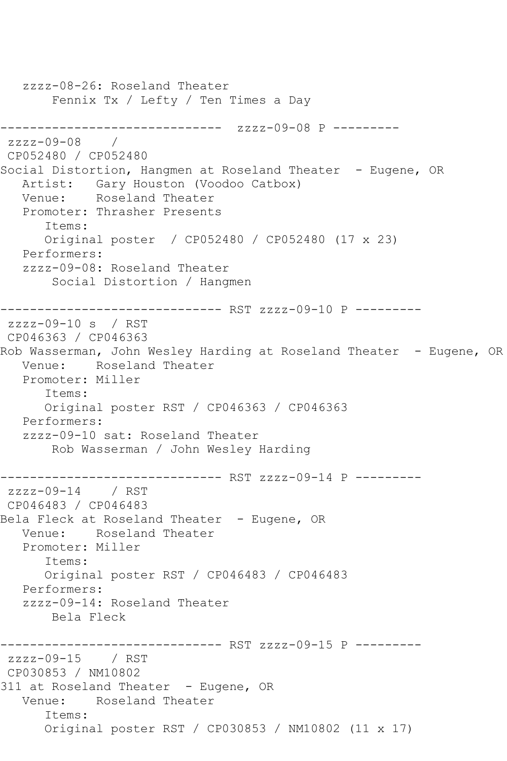```
   zzzz-08-26: Roseland Theater
       Fennix Tx / Lefty / Ten Times a Day

------------------------------  zzzz-09-08 P ---------
 zzzz-09-08    /
 CP052480 / CP052480
Social Distortion, Hangmen at Roseland Theater  - Eugene, OR
   Artist:   Gary Houston (Voodoo Catbox)
   Venue:    Roseland Theater
   Promoter: Thrasher Presents
      Items:
      Original poster  / CP052480 / CP052480 (17 x 23)
   Performers:
   zzzz-09-08: Roseland Theater
       Social Distortion / Hangmen

------------------------------ RST zzzz-09-10 P ---------
 zzzz-09-10 s  / RST
 CP046363 / CP046363
Rob Wasserman, John Wesley Harding at Roseland Theater  - Eugene, OR
   Venue:    Roseland Theater
   Promoter: Miller
      Items:
      Original poster RST / CP046363 / CP046363
   Performers:
   zzzz-09-10 sat: Roseland Theater
       Rob Wasserman / John Wesley Harding

------------------------------ RST zzzz-09-14 P ---------
 zzzz-09-14    / RST
 CP046483 / CP046483
Bela Fleck at Roseland Theater  - Eugene, OR
   Venue:    Roseland Theater
   Promoter: Miller
      Items:
      Original poster RST / CP046483 / CP046483
   Performers:
   zzzz-09-14: Roseland Theater
       Bela Fleck

------------------------------ RST zzzz-09-15 P ---------
 zzzz-09-15    / RST
 CP030853 / NM10802
311 at Roseland Theater  - Eugene, OR
   Venue:    Roseland Theater
      Items:
      Original poster RST / CP030853 / NM10802 (11 x 17)
```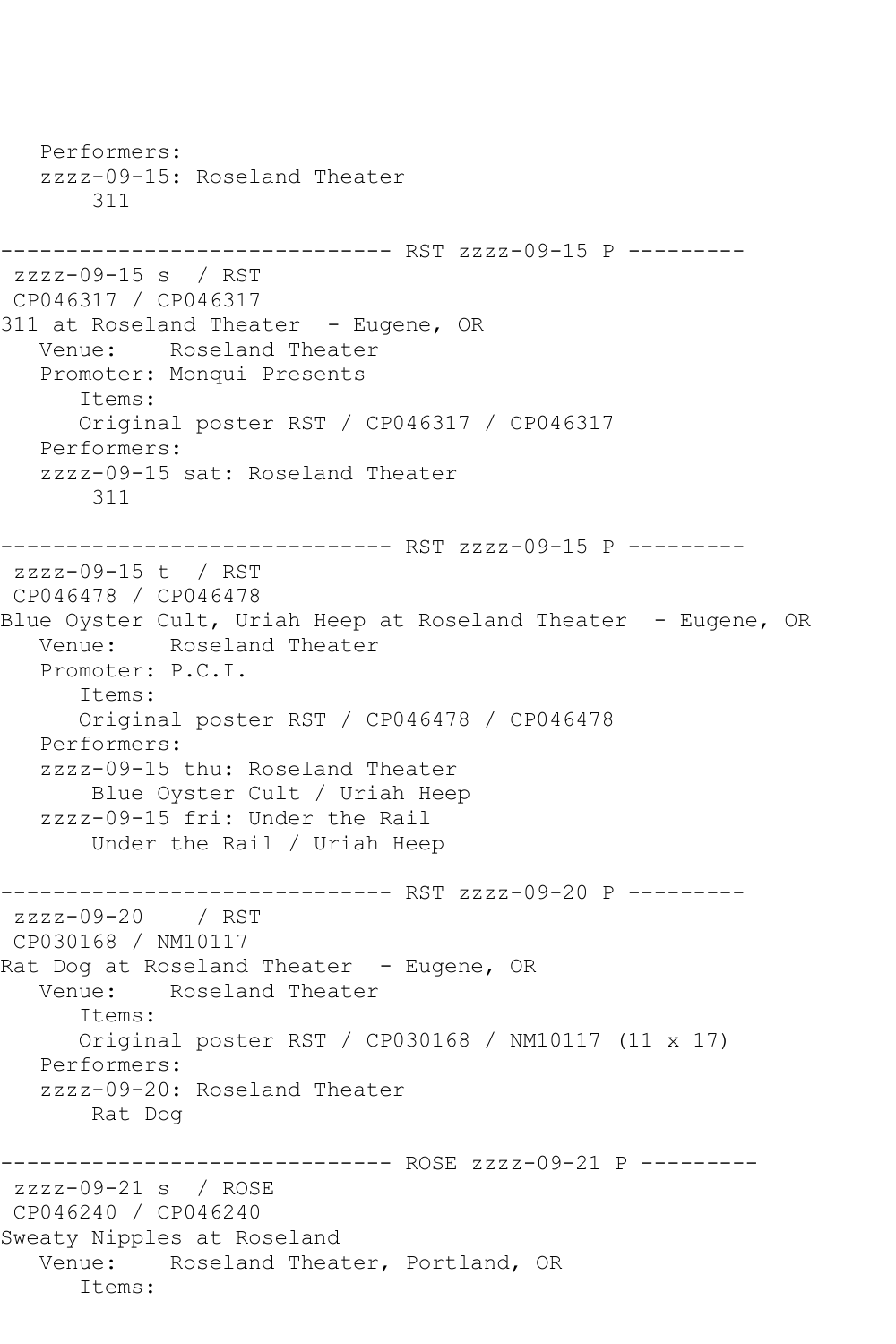```
   Performers:
   zzzz-09-15: Roseland Theater
       311

------------------------------ RST zzzz-09-15 P ---------
 zzzz-09-15 s  / RST
 CP046317 / CP046317
311 at Roseland Theater  - Eugene, OR
   Venue:    Roseland Theater
   Promoter: Monqui Presents
      Items:
      Original poster RST / CP046317 / CP046317
   Performers:
   zzzz-09-15 sat: Roseland Theater
       311

------------------------------ RST zzzz-09-15 P ---------
 zzzz-09-15 t  / RST
 CP046478 / CP046478
Blue Oyster Cult, Uriah Heep at Roseland Theater  - Eugene, OR
   Venue:    Roseland Theater
   Promoter: P.C.I.
      Items:
      Original poster RST / CP046478 / CP046478
   Performers:
   zzzz-09-15 thu: Roseland Theater
       Blue Oyster Cult / Uriah Heep
   zzzz-09-15 fri: Under the Rail
       Under the Rail / Uriah Heep

------------------------------ RST zzzz-09-20 P ---------
 zzzz-09-20    / RST
 CP030168 / NM10117
Rat Dog at Roseland Theater  - Eugene, OR
   Venue:    Roseland Theater
      Items:
      Original poster RST / CP030168 / NM10117 (11 x 17)
   Performers:
   zzzz-09-20: Roseland Theater
       Rat Dog

------------------------------ ROSE zzzz-09-21 P ---------
 zzzz-09-21 s  / ROSE
 CP046240 / CP046240
Sweaty Nipples at Roseland
   Venue:    Roseland Theater, Portland, OR
      Items:
```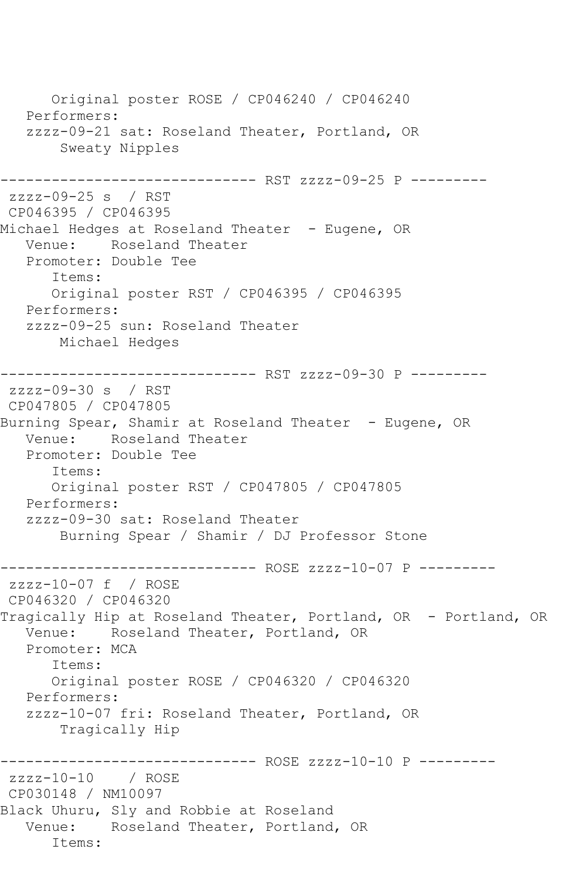```
      Original poster ROSE / CP046240 / CP046240
   Performers:
   zzzz-09-21 sat: Roseland Theater, Portland, OR
       Sweaty Nipples

------------------------------ RST zzzz-09-25 P ---------
 zzzz-09-25 s  / RST
 CP046395 / CP046395
Michael Hedges at Roseland Theater  - Eugene, OR
   Venue:    Roseland Theater
   Promoter: Double Tee
      Items:
      Original poster RST / CP046395 / CP046395
   Performers:
   zzzz-09-25 sun: Roseland Theater
       Michael Hedges

------------------------------ RST zzzz-09-30 P ---------
 zzzz-09-30 s  / RST
 CP047805 / CP047805
Burning Spear, Shamir at Roseland Theater  - Eugene, OR
   Venue:    Roseland Theater
   Promoter: Double Tee
      Items:
      Original poster RST / CP047805 / CP047805
   Performers:
   zzzz-09-30 sat: Roseland Theater
       Burning Spear / Shamir / DJ Professor Stone

------------------------------ ROSE zzzz-10-07 P ---------
 zzzz-10-07 f  / ROSE
 CP046320 / CP046320
Tragically Hip at Roseland Theater, Portland, OR  - Portland, OR
   Venue:    Roseland Theater, Portland, OR
   Promoter: MCA
      Items:
      Original poster ROSE / CP046320 / CP046320
   Performers:
   zzzz-10-07 fri: Roseland Theater, Portland, OR
       Tragically Hip

------------------------------ ROSE zzzz-10-10 P ---------
 zzzz-10-10    / ROSE
 CP030148 / NM10097
Black Uhuru, Sly and Robbie at Roseland
   Venue:    Roseland Theater, Portland, OR
      Items:
```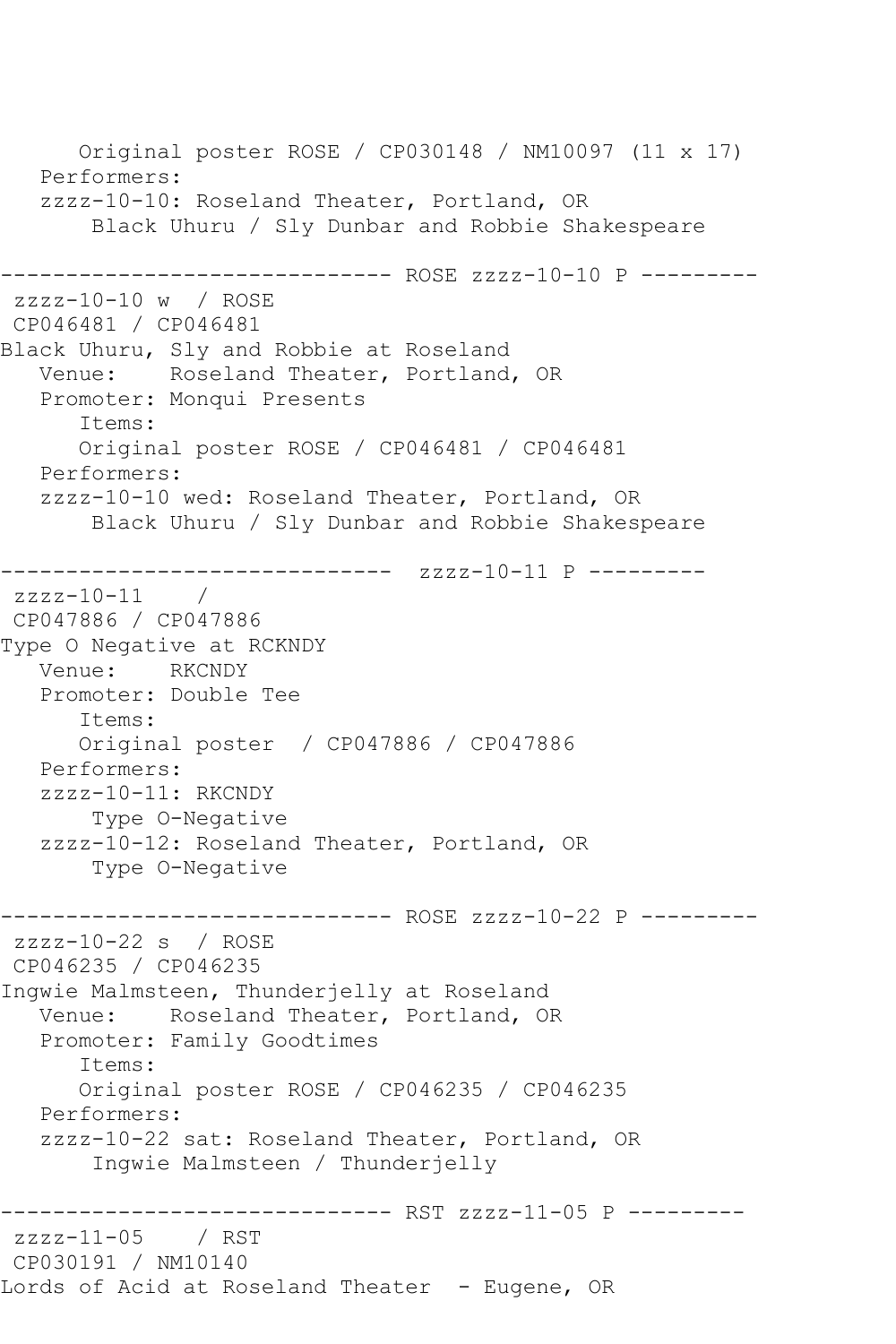```
      Original poster ROSE / CP030148 / NM10097 (11 x 17)
   Performers:
   zzzz-10-10: Roseland Theater, Portland, OR
       Black Uhuru / Sly Dunbar and Robbie Shakespeare

------------------------------ ROSE zzzz-10-10 P ---------
 zzzz-10-10 w  / ROSE
 CP046481 / CP046481
Black Uhuru, Sly and Robbie at Roseland
   Venue:    Roseland Theater, Portland, OR
   Promoter: Monqui Presents
      Items:
      Original poster ROSE / CP046481 / CP046481
   Performers:
   zzzz-10-10 wed: Roseland Theater, Portland, OR
       Black Uhuru / Sly Dunbar and Robbie Shakespeare

------------------------------  zzzz-10-11 P ---------
 zzzz-10-11    /
 CP047886 / CP047886
Type O Negative at RCKNDY
   Venue:    RKCNDY
   Promoter: Double Tee
      Items:
      Original poster  / CP047886 / CP047886
   Performers:
   zzzz-10-11: RKCNDY
       Type O-Negative
   zzzz-10-12: Roseland Theater, Portland, OR
       Type O-Negative

------------------------------ ROSE zzzz-10-22 P ---------
 zzzz-10-22 s  / ROSE
 CP046235 / CP046235
Ingwie Malmsteen, Thunderjelly at Roseland
   Venue:    Roseland Theater, Portland, OR
   Promoter: Family Goodtimes
      Items:
      Original poster ROSE / CP046235 / CP046235
   Performers:
   zzzz-10-22 sat: Roseland Theater, Portland, OR
       Ingwie Malmsteen / Thunderjelly

------------------------------ RST zzzz-11-05 P ---------
 zzzz-11-05    / RST
 CP030191 / NM10140
Lords of Acid at Roseland Theater  - Eugene, OR
```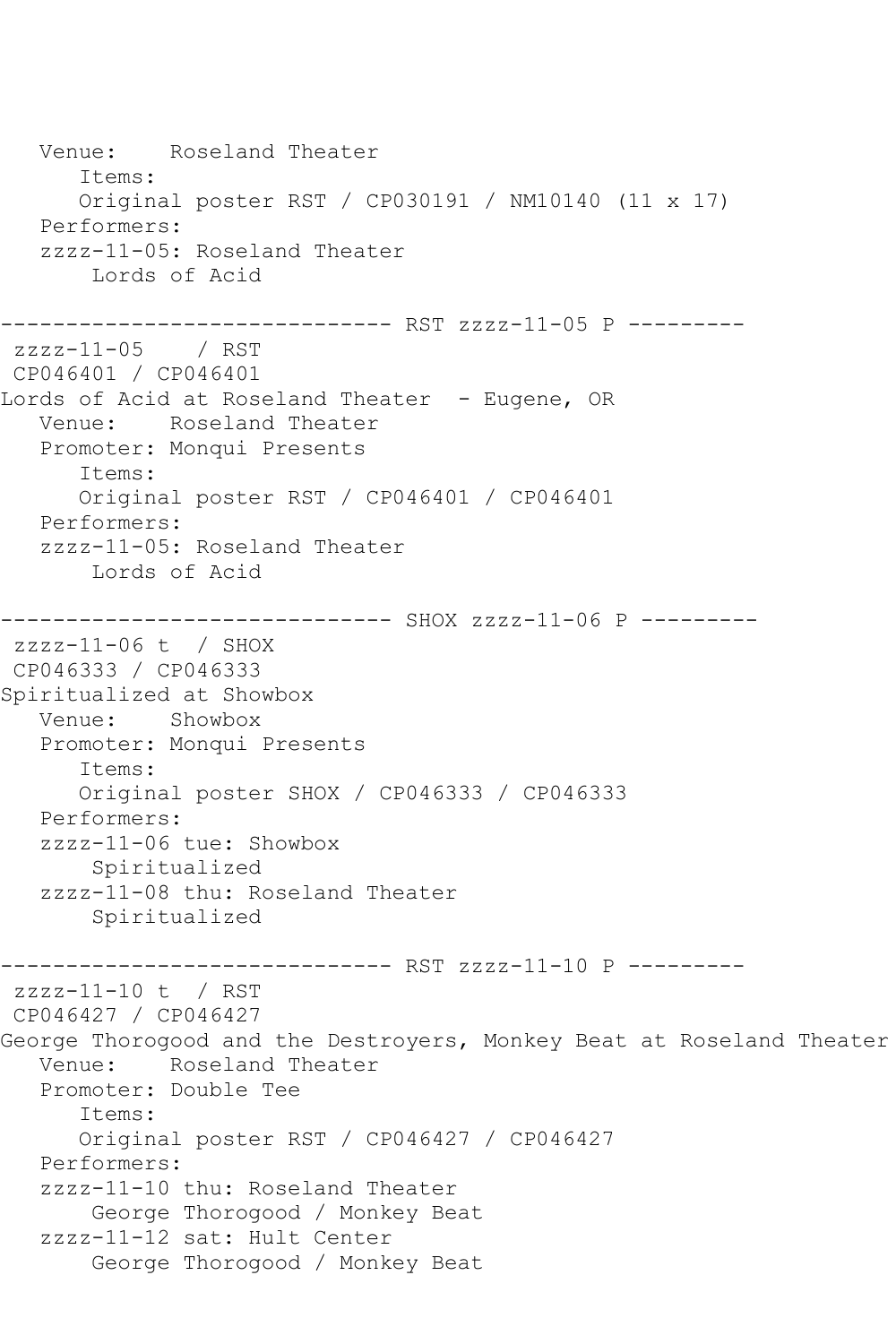```
   Venue:    Roseland Theater
      Items:
      Original poster RST / CP030191 / NM10140 (11 x 17)
   Performers:
   zzzz-11-05: Roseland Theater
       Lords of Acid

------------------------------ RST zzzz-11-05 P ---------
 zzzz-11-05    / RST
 CP046401 / CP046401
Lords of Acid at Roseland Theater  - Eugene, OR
   Venue:    Roseland Theater
   Promoter: Monqui Presents
      Items:
      Original poster RST / CP046401 / CP046401
   Performers:
   zzzz-11-05: Roseland Theater
       Lords of Acid

------------------------------ SHOX zzzz-11-06 P ---------
 zzzz-11-06 t  / SHOX
 CP046333 / CP046333
Spiritualized at Showbox
   Venue:    Showbox
   Promoter: Monqui Presents
      Items:
      Original poster SHOX / CP046333 / CP046333
   Performers:
   zzzz-11-06 tue: Showbox
       Spiritualized
   zzzz-11-08 thu: Roseland Theater
       Spiritualized

------------------------------ RST zzzz-11-10 P ---------
 zzzz-11-10 t  / RST
 CP046427 / CP046427
George Thorogood and the Destroyers, Monkey Beat at Roseland Theater
   Venue:    Roseland Theater
   Promoter: Double Tee
      Items:
      Original poster RST / CP046427 / CP046427
   Performers:
   zzzz-11-10 thu: Roseland Theater
       George Thorogood / Monkey Beat
   zzzz-11-12 sat: Hult Center
       George Thorogood / Monkey Beat
```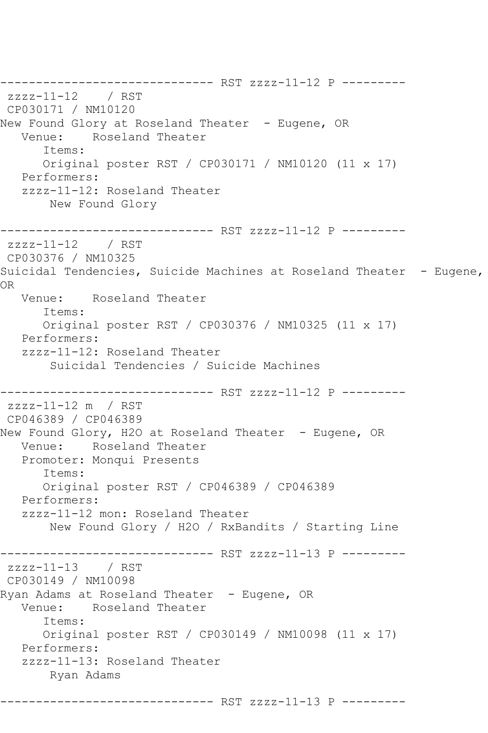```
------------------------------ RST zzzz-11-12 P ---------
 zzzz-11-12    / RST
 CP030171 / NM10120
New Found Glory at Roseland Theater  - Eugene, OR
   Venue:    Roseland Theater
      Items:
      Original poster RST / CP030171 / NM10120 (11 x 17)
   Performers:
   zzzz-11-12: Roseland Theater
       New Found Glory

------------------------------ RST zzzz-11-12 P ---------
 zzzz-11-12    / RST
 CP030376 / NM10325
Suicidal Tendencies, Suicide Machines at Roseland Theater  - Eugene, 
OR
   Venue:    Roseland Theater
      Items:
      Original poster RST / CP030376 / NM10325 (11 x 17)
   Performers:
   zzzz-11-12: Roseland Theater
       Suicidal Tendencies / Suicide Machines

------------------------------ RST zzzz-11-12 P ---------
 zzzz-11-12 m  / RST
 CP046389 / CP046389
New Found Glory, H2O at Roseland Theater  - Eugene, OR
   Venue:    Roseland Theater
   Promoter: Monqui Presents
      Items:
      Original poster RST / CP046389 / CP046389
   Performers:
   zzzz-11-12 mon: Roseland Theater
       New Found Glory / H2O / RxBandits / Starting Line

------------------------------ RST zzzz-11-13 P ---------
 zzzz-11-13    / RST
 CP030149 / NM10098
Ryan Adams at Roseland Theater  - Eugene, OR
   Venue:    Roseland Theater
      Items:
      Original poster RST / CP030149 / NM10098 (11 x 17)
   Performers:
   zzzz-11-13: Roseland Theater
       Ryan Adams

------------------------------ RST zzzz-11-13 P ---------
```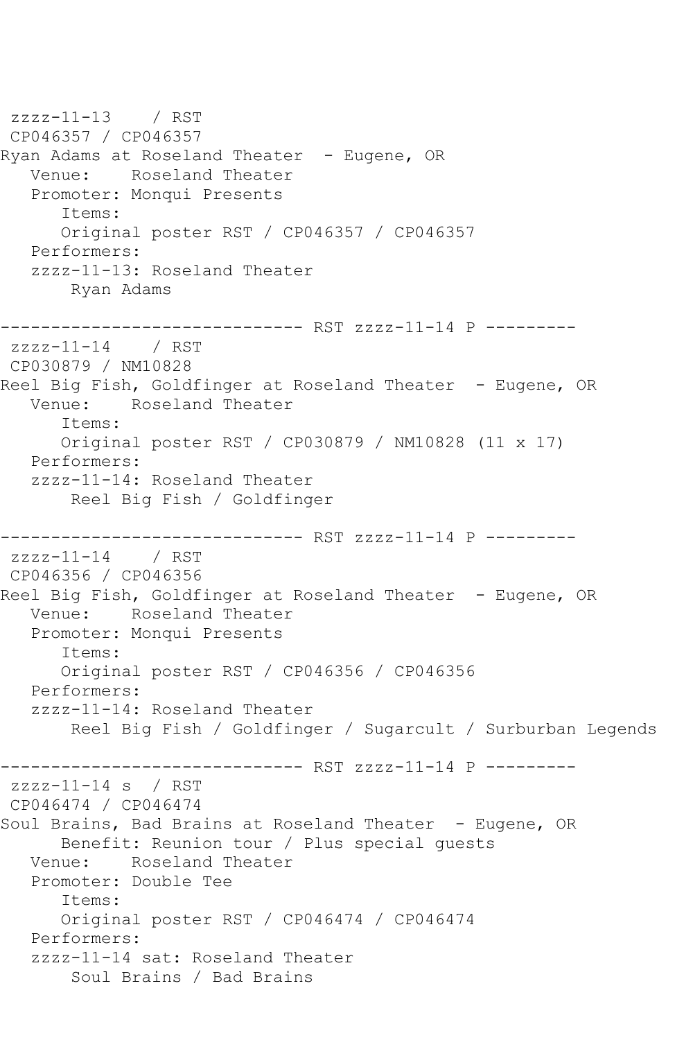```
 zzzz-11-13    / RST
 CP046357 / CP046357
Ryan Adams at Roseland Theater  - Eugene, OR
   Venue:    Roseland Theater
   Promoter: Monqui Presents
      Items:
      Original poster RST / CP046357 / CP046357
   Performers:
   zzzz-11-13: Roseland Theater
       Ryan Adams

------------------------------ RST zzzz-11-14 P ---------
 zzzz-11-14    / RST
 CP030879 / NM10828
Reel Big Fish, Goldfinger at Roseland Theater  - Eugene, OR
   Venue:    Roseland Theater
      Items:
      Original poster RST / CP030879 / NM10828 (11 x 17)
   Performers:
   zzzz-11-14: Roseland Theater
       Reel Big Fish / Goldfinger

------------------------------ RST zzzz-11-14 P ---------
 zzzz-11-14    / RST
 CP046356 / CP046356
Reel Big Fish, Goldfinger at Roseland Theater  - Eugene, OR
   Venue:    Roseland Theater
   Promoter: Monqui Presents
      Items:
      Original poster RST / CP046356 / CP046356
   Performers:
   zzzz-11-14: Roseland Theater
       Reel Big Fish / Goldfinger / Sugarcult / Surburban Legends

------------------------------ RST zzzz-11-14 P ---------
 zzzz-11-14 s  / RST
 CP046474 / CP046474
Soul Brains, Bad Brains at Roseland Theater  - Eugene, OR
      Benefit: Reunion tour / Plus special guests
   Venue:    Roseland Theater
   Promoter: Double Tee
      Items:
      Original poster RST / CP046474 / CP046474
   Performers:
   zzzz-11-14 sat: Roseland Theater
       Soul Brains / Bad Brains
```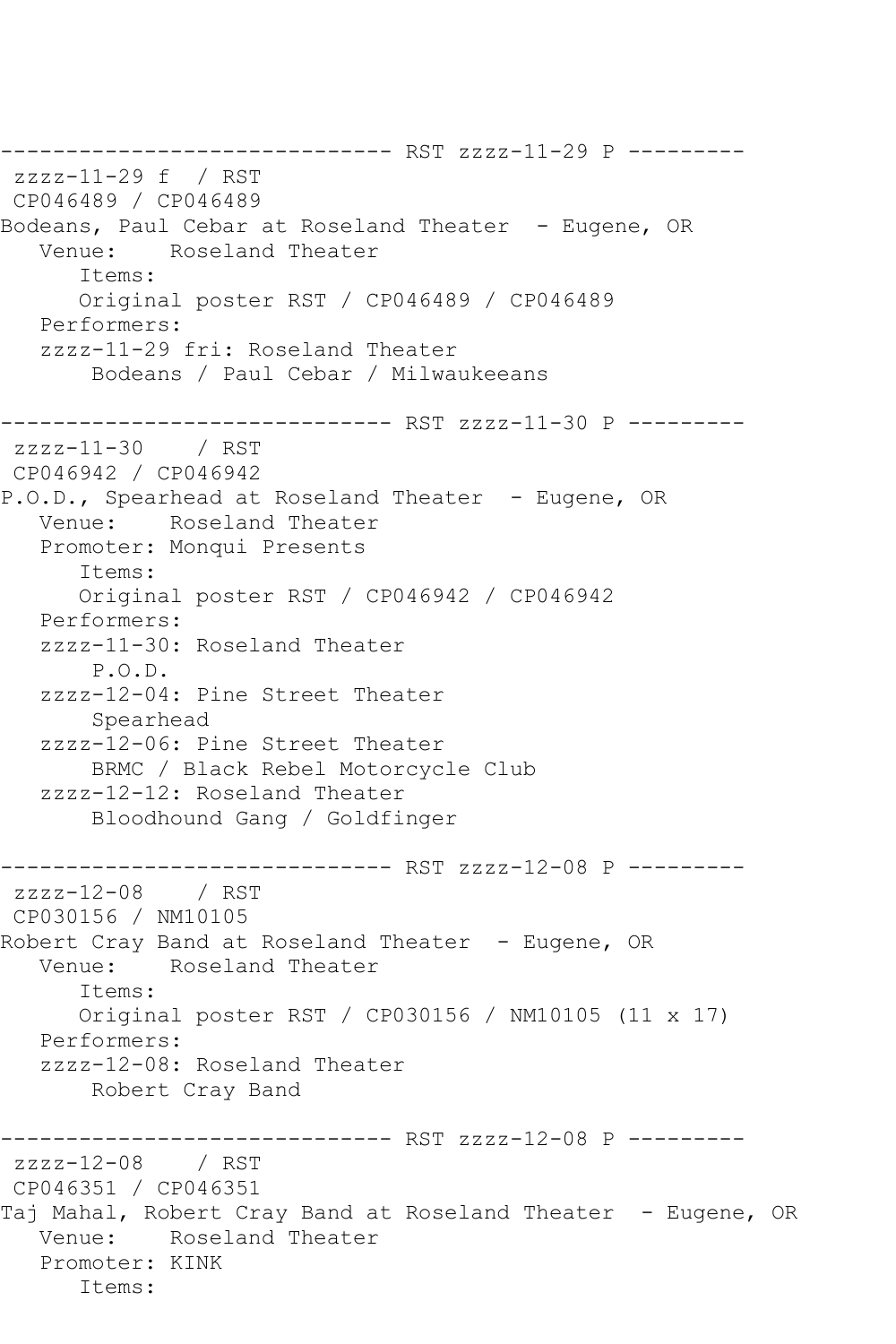```
------------------------------ RST zzzz-11-29 P ---------
 zzzz-11-29 f  / RST
 CP046489 / CP046489
Bodeans, Paul Cebar at Roseland Theater  - Eugene, OR
   Venue:    Roseland Theater
      Items:
      Original poster RST / CP046489 / CP046489
   Performers:
   zzzz-11-29 fri: Roseland Theater
       Bodeans / Paul Cebar / Milwaukeeans

------------------------------ RST zzzz-11-30 P ---------
 zzzz-11-30    / RST
 CP046942 / CP046942
P.O.D., Spearhead at Roseland Theater  - Eugene, OR
   Venue:    Roseland Theater
   Promoter: Monqui Presents
      Items:
      Original poster RST / CP046942 / CP046942
   Performers:
   zzzz-11-30: Roseland Theater
       P.O.D.
   zzzz-12-04: Pine Street Theater
       Spearhead
   zzzz-12-06: Pine Street Theater
       BRMC / Black Rebel Motorcycle Club
   zzzz-12-12: Roseland Theater
       Bloodhound Gang / Goldfinger

------------------------------ RST zzzz-12-08 P ---------
 zzzz-12-08    / RST
 CP030156 / NM10105
Robert Cray Band at Roseland Theater  - Eugene, OR
   Venue:    Roseland Theater
      Items:
      Original poster RST / CP030156 / NM10105 (11 x 17)
   Performers:
   zzzz-12-08: Roseland Theater
       Robert Cray Band

------------------------------ RST zzzz-12-08 P ---------
 zzzz-12-08    / RST
 CP046351 / CP046351
Taj Mahal, Robert Cray Band at Roseland Theater  - Eugene, OR
   Venue:    Roseland Theater
   Promoter: KINK
      Items:
```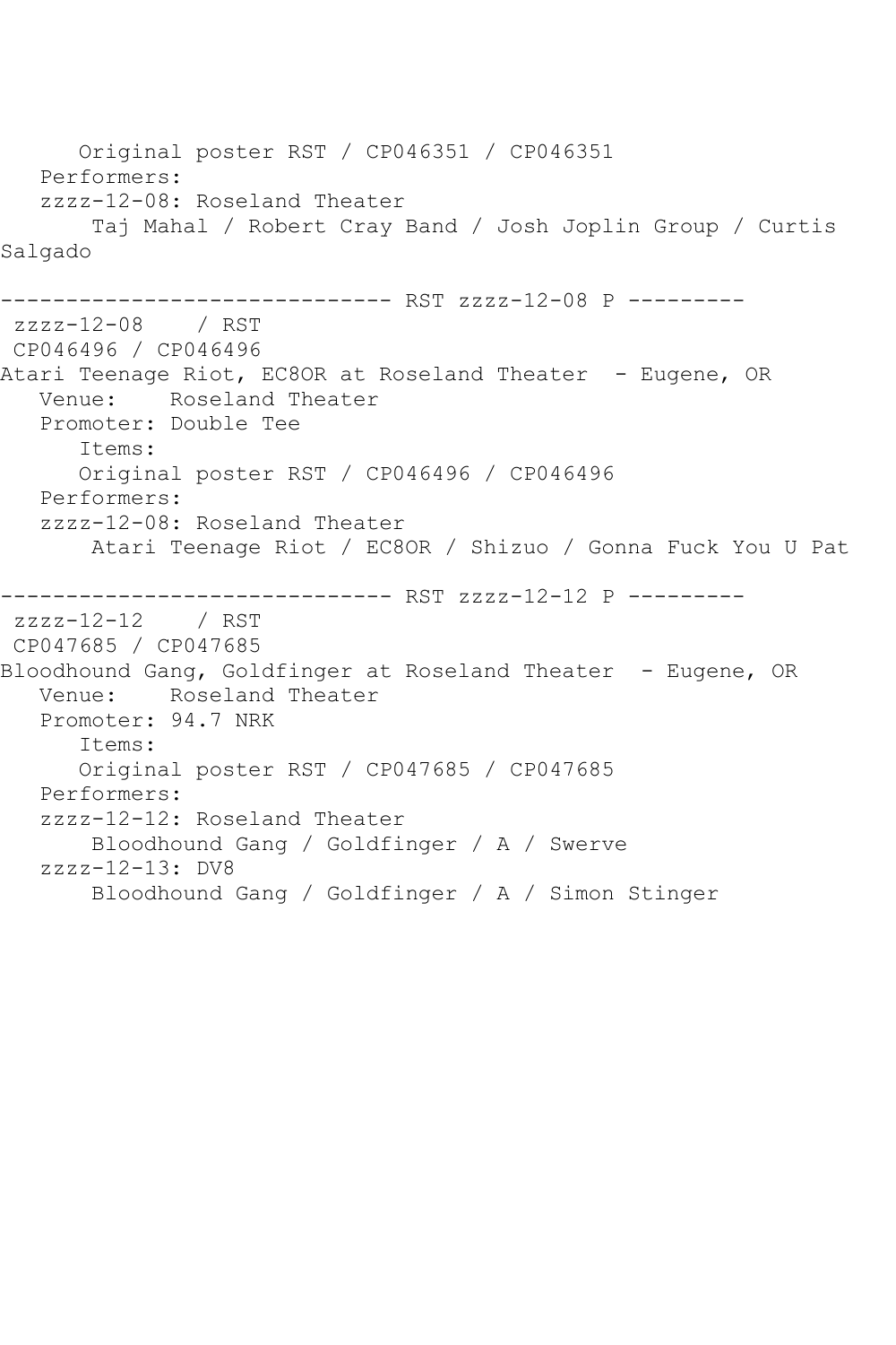Original poster RST / CP046351 / CP046351
   Performers:
   zzzz-12-08: Roseland Theater
       Taj Mahal / Robert Cray Band / Josh Joplin Group / Curtis Salgado

------------------------------ RST zzzz-12-08 P ---------
 zzzz-12-08    / RST
 CP046496 / CP046496
Atari Teenage Riot, EC8OR at Roseland Theater  - Eugene, OR
   Venue:    Roseland Theater
   Promoter: Double Tee
      Items:
      Original poster RST / CP046496 / CP046496
   Performers:
   zzzz-12-08: Roseland Theater
       Atari Teenage Riot / EC8OR / Shizuo / Gonna Fuck You U Pat

------------------------------ RST zzzz-12-12 P ---------
 zzzz-12-12    / RST
 CP047685 / CP047685
Bloodhound Gang, Goldfinger at Roseland Theater  - Eugene, OR
   Venue:    Roseland Theater
   Promoter: 94.7 NRK
      Items:
      Original poster RST / CP047685 / CP047685
   Performers:
   zzzz-12-12: Roseland Theater
       Bloodhound Gang / Goldfinger / A / Swerve
   zzzz-12-13: DV8
       Bloodhound Gang / Goldfinger / A / Simon Stinger